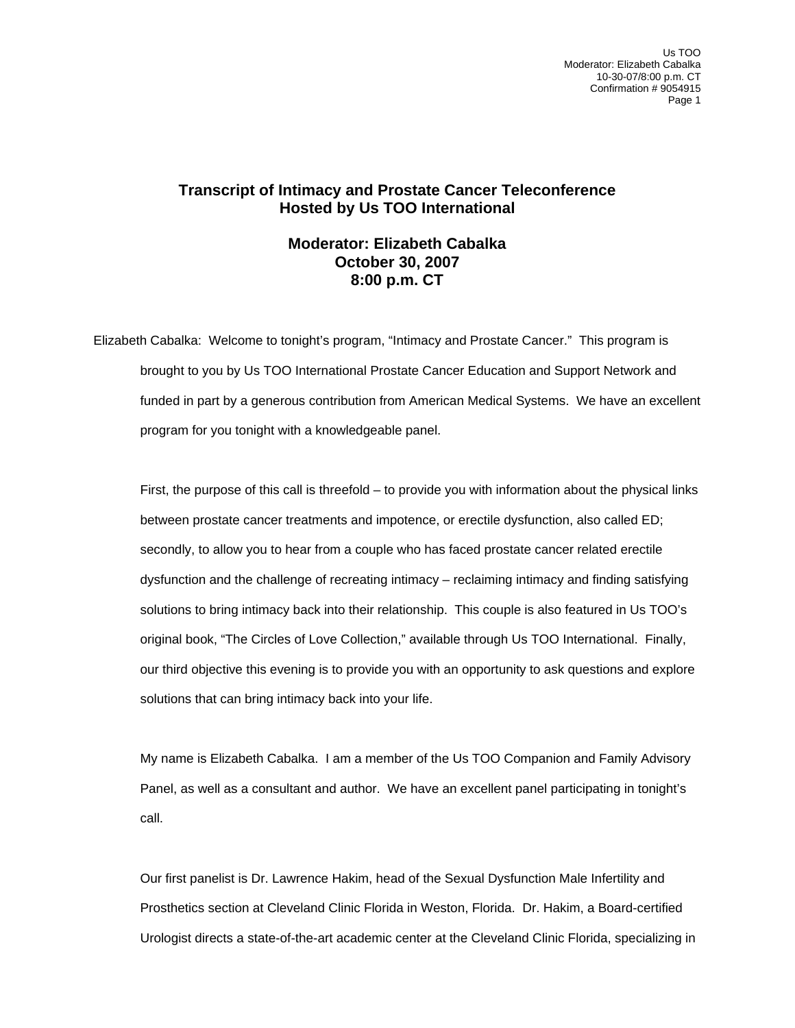# Transcript of Intimacy and Prostate Cancer Teleconference
# Hosted by Us TOO International

## Moderator: Elizabeth Cabalka
## October 30, 2007
## 8:00 p.m. CT

Elizabeth Cabalka: Welcome to tonight's program, "Intimacy and Prostate Cancer." This program is brought to you by Us TOO International Prostate Cancer Education and Support Network and funded in part by a generous contribution from American Medical Systems. We have an excellent program for you tonight with a knowledgeable panel.

First, the purpose of this call is threefold – to provide you with information about the physical links between prostate cancer treatments and impotence, or erectile dysfunction, also called ED; secondly, to allow you to hear from a couple who has faced prostate cancer related erectile dysfunction and the challenge of recreating intimacy – reclaiming intimacy and finding satisfying solutions to bring intimacy back into their relationship. This couple is also featured in Us TOO's original book, "The Circles of Love Collection," available through Us TOO International. Finally, our third objective this evening is to provide you with an opportunity to ask questions and explore solutions that can bring intimacy back into your life.

My name is Elizabeth Cabalka. I am a member of the Us TOO Companion and Family Advisory Panel, as well as a consultant and author. We have an excellent panel participating in tonight's call.

Our first panelist is Dr. Lawrence Hakim, head of the Sexual Dysfunction Male Infertility and Prosthetics section at Cleveland Clinic Florida in Weston, Florida. Dr. Hakim, a Board-certified Urologist directs a state-of-the-art academic center at the Cleveland Clinic Florida, specializing in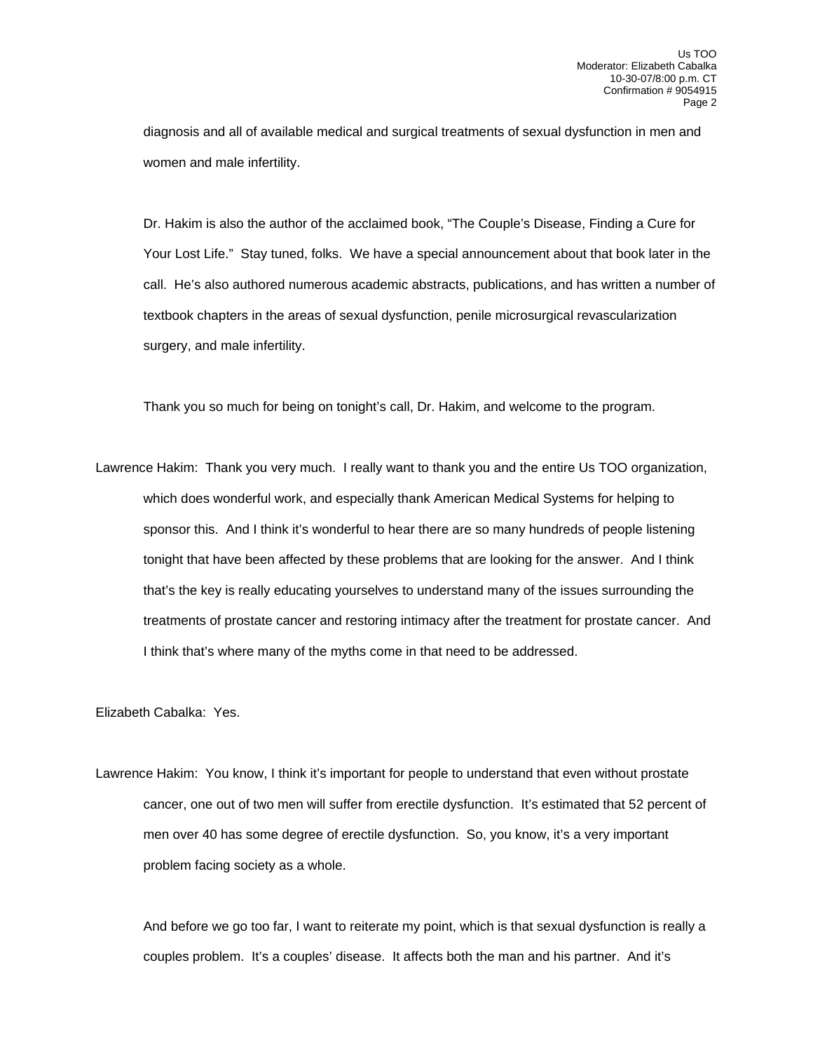diagnosis and all of available medical and surgical treatments of sexual dysfunction in men and women and male infertility.

Dr. Hakim is also the author of the acclaimed book, "The Couple's Disease, Finding a Cure for Your Lost Life." Stay tuned, folks. We have a special announcement about that book later in the call. He's also authored numerous academic abstracts, publications, and has written a number of textbook chapters in the areas of sexual dysfunction, penile microsurgical revascularization surgery, and male infertility.

Thank you so much for being on tonight's call, Dr. Hakim, and welcome to the program.

Lawrence Hakim: Thank you very much. I really want to thank you and the entire Us TOO organization, which does wonderful work, and especially thank American Medical Systems for helping to sponsor this. And I think it's wonderful to hear there are so many hundreds of people listening tonight that have been affected by these problems that are looking for the answer. And I think that's the key is really educating yourselves to understand many of the issues surrounding the treatments of prostate cancer and restoring intimacy after the treatment for prostate cancer. And I think that's where many of the myths come in that need to be addressed.

Elizabeth Cabalka: Yes.

Lawrence Hakim: You know, I think it's important for people to understand that even without prostate cancer, one out of two men will suffer from erectile dysfunction. It's estimated that 52 percent of men over 40 has some degree of erectile dysfunction. So, you know, it's a very important problem facing society as a whole.

And before we go too far, I want to reiterate my point, which is that sexual dysfunction is really a couples problem. It's a couples' disease. It affects both the man and his partner. And it's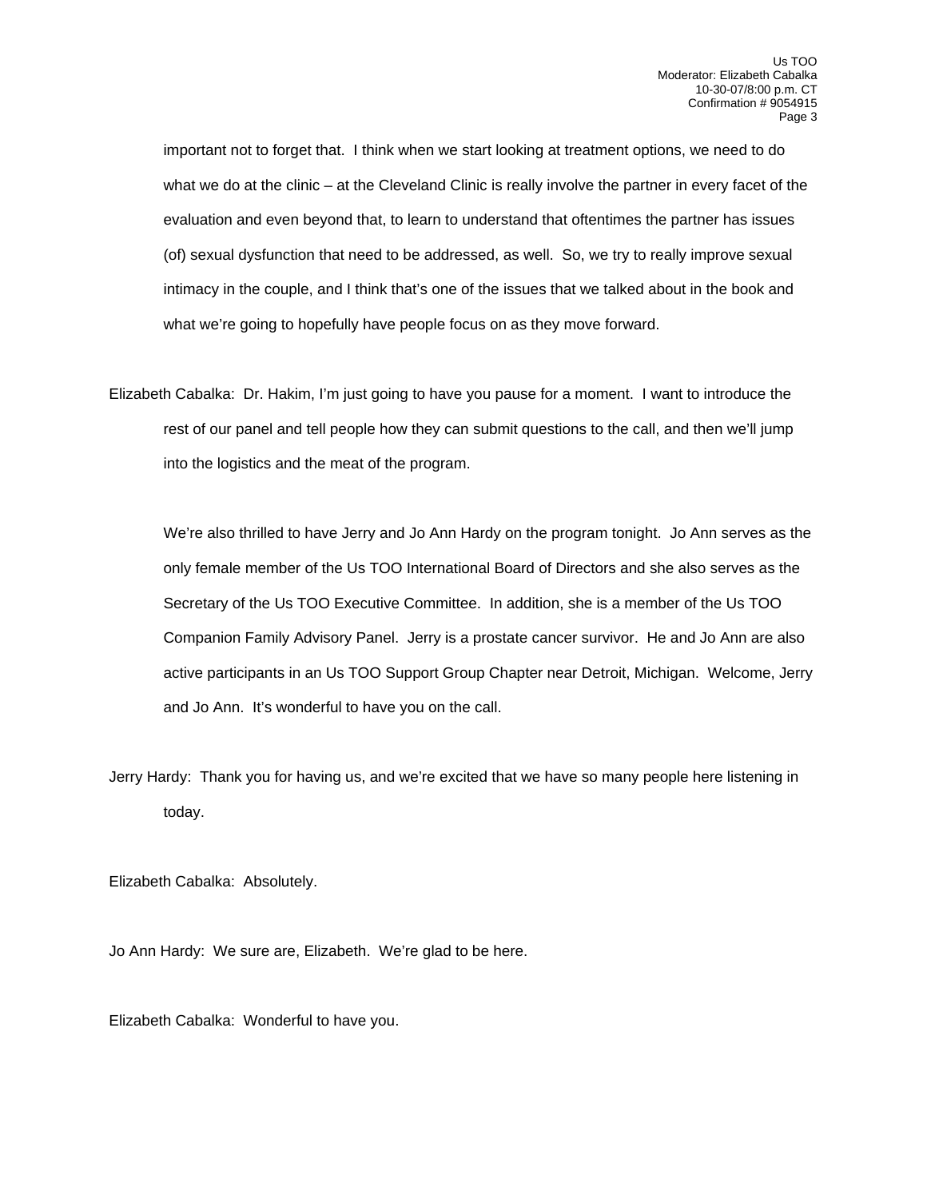important not to forget that. I think when we start looking at treatment options, we need to do what we do at the clinic – at the Cleveland Clinic is really involve the partner in every facet of the evaluation and even beyond that, to learn to understand that oftentimes the partner has issues (of) sexual dysfunction that need to be addressed, as well. So, we try to really improve sexual intimacy in the couple, and I think that's one of the issues that we talked about in the book and what we're going to hopefully have people focus on as they move forward.

Elizabeth Cabalka: Dr. Hakim, I'm just going to have you pause for a moment. I want to introduce the rest of our panel and tell people how they can submit questions to the call, and then we'll jump into the logistics and the meat of the program.

We're also thrilled to have Jerry and Jo Ann Hardy on the program tonight. Jo Ann serves as the only female member of the Us TOO International Board of Directors and she also serves as the Secretary of the Us TOO Executive Committee. In addition, she is a member of the Us TOO Companion Family Advisory Panel. Jerry is a prostate cancer survivor. He and Jo Ann are also active participants in an Us TOO Support Group Chapter near Detroit, Michigan. Welcome, Jerry and Jo Ann. It's wonderful to have you on the call.

Jerry Hardy: Thank you for having us, and we're excited that we have so many people here listening in today.

Elizabeth Cabalka: Absolutely.

Jo Ann Hardy: We sure are, Elizabeth. We're glad to be here.

Elizabeth Cabalka: Wonderful to have you.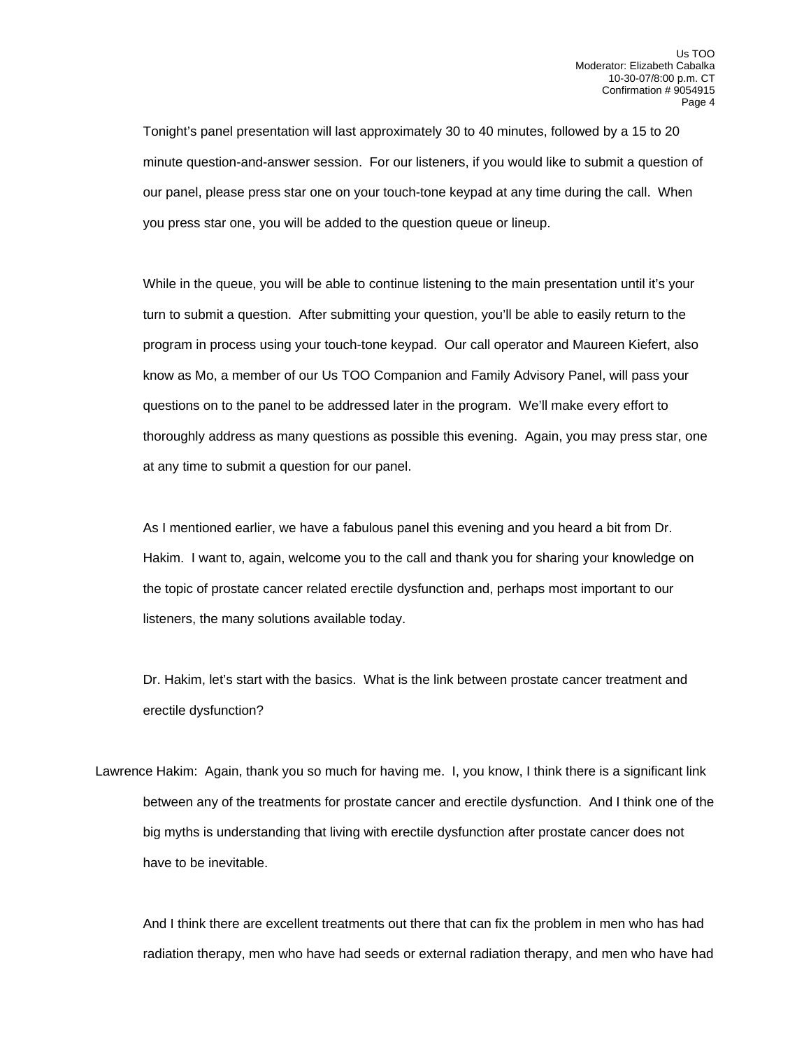Tonight's panel presentation will last approximately 30 to 40 minutes, followed by a 15 to 20 minute question-and-answer session. For our listeners, if you would like to submit a question of our panel, please press star one on your touch-tone keypad at any time during the call. When you press star one, you will be added to the question queue or lineup.

While in the queue, you will be able to continue listening to the main presentation until it's your turn to submit a question. After submitting your question, you'll be able to easily return to the program in process using your touch-tone keypad. Our call operator and Maureen Kiefert, also know as Mo, a member of our Us TOO Companion and Family Advisory Panel, will pass your questions on to the panel to be addressed later in the program. We'll make every effort to thoroughly address as many questions as possible this evening. Again, you may press star, one at any time to submit a question for our panel.

As I mentioned earlier, we have a fabulous panel this evening and you heard a bit from Dr. Hakim. I want to, again, welcome you to the call and thank you for sharing your knowledge on the topic of prostate cancer related erectile dysfunction and, perhaps most important to our listeners, the many solutions available today.

Dr. Hakim, let's start with the basics. What is the link between prostate cancer treatment and erectile dysfunction?

Lawrence Hakim: Again, thank you so much for having me. I, you know, I think there is a significant link between any of the treatments for prostate cancer and erectile dysfunction. And I think one of the big myths is understanding that living with erectile dysfunction after prostate cancer does not have to be inevitable.

And I think there are excellent treatments out there that can fix the problem in men who has had radiation therapy, men who have had seeds or external radiation therapy, and men who have had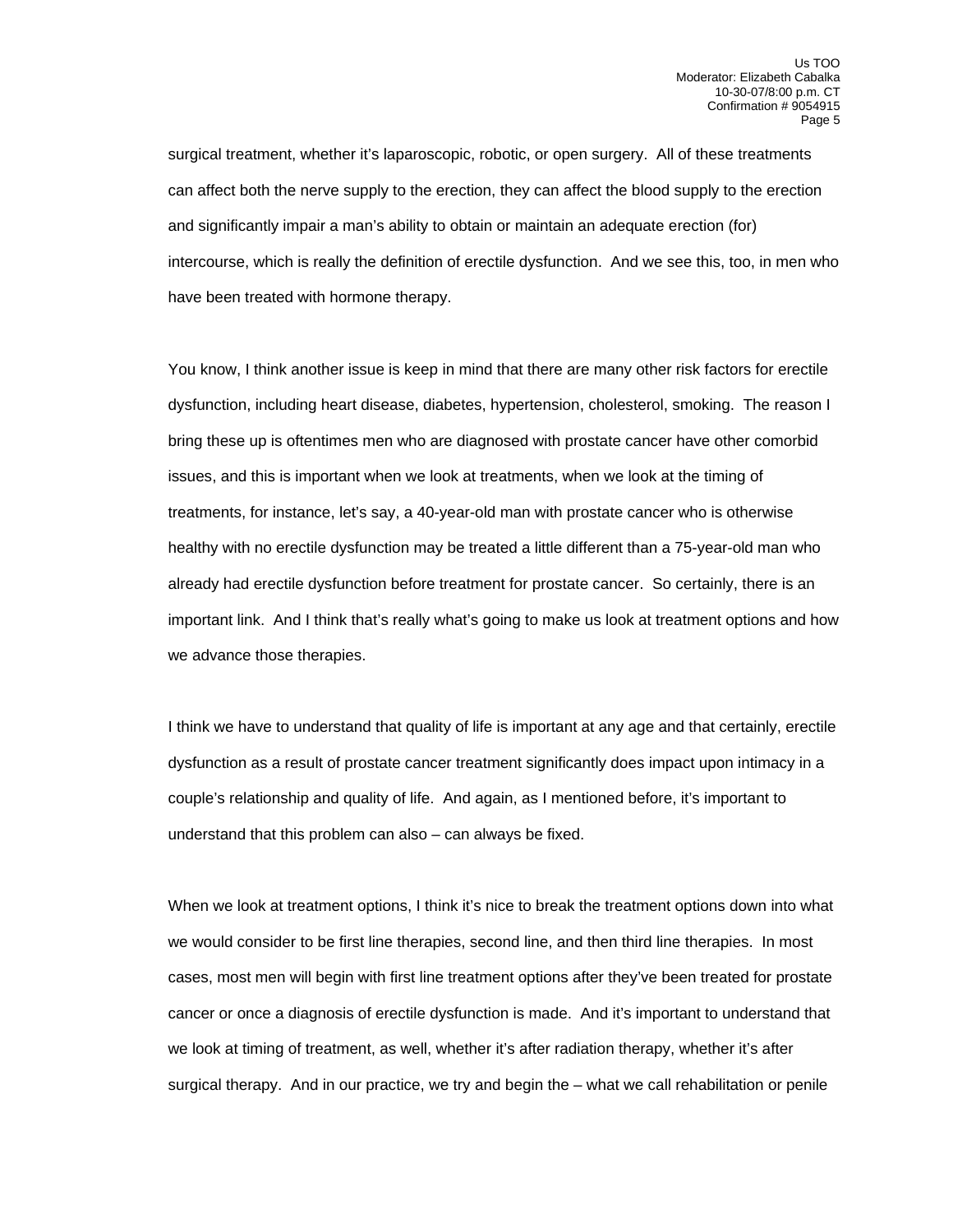surgical treatment, whether it's laparoscopic, robotic, or open surgery. All of these treatments can affect both the nerve supply to the erection, they can affect the blood supply to the erection and significantly impair a man's ability to obtain or maintain an adequate erection (for) intercourse, which is really the definition of erectile dysfunction. And we see this, too, in men who have been treated with hormone therapy.

You know, I think another issue is keep in mind that there are many other risk factors for erectile dysfunction, including heart disease, diabetes, hypertension, cholesterol, smoking. The reason I bring these up is oftentimes men who are diagnosed with prostate cancer have other comorbid issues, and this is important when we look at treatments, when we look at the timing of treatments, for instance, let's say, a 40-year-old man with prostate cancer who is otherwise healthy with no erectile dysfunction may be treated a little different than a 75-year-old man who already had erectile dysfunction before treatment for prostate cancer. So certainly, there is an important link. And I think that's really what's going to make us look at treatment options and how we advance those therapies.

I think we have to understand that quality of life is important at any age and that certainly, erectile dysfunction as a result of prostate cancer treatment significantly does impact upon intimacy in a couple's relationship and quality of life. And again, as I mentioned before, it's important to understand that this problem can also – can always be fixed.

When we look at treatment options, I think it's nice to break the treatment options down into what we would consider to be first line therapies, second line, and then third line therapies. In most cases, most men will begin with first line treatment options after they've been treated for prostate cancer or once a diagnosis of erectile dysfunction is made. And it's important to understand that we look at timing of treatment, as well, whether it's after radiation therapy, whether it's after surgical therapy. And in our practice, we try and begin the – what we call rehabilitation or penile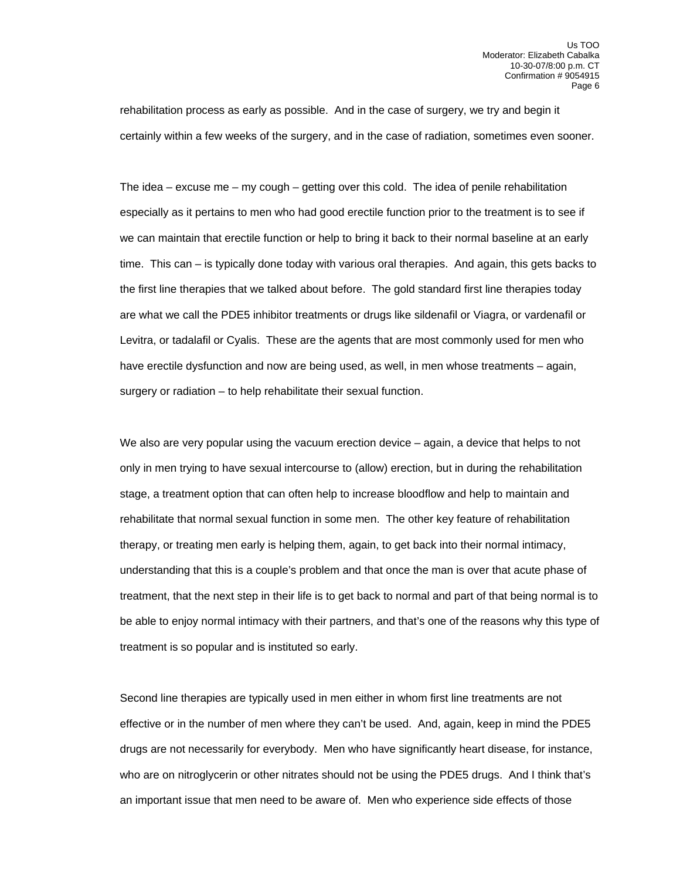rehabilitation process as early as possible. And in the case of surgery, we try and begin it certainly within a few weeks of the surgery, and in the case of radiation, sometimes even sooner.

The idea – excuse me – my cough – getting over this cold. The idea of penile rehabilitation especially as it pertains to men who had good erectile function prior to the treatment is to see if we can maintain that erectile function or help to bring it back to their normal baseline at an early time. This can – is typically done today with various oral therapies. And again, this gets backs to the first line therapies that we talked about before. The gold standard first line therapies today are what we call the PDE5 inhibitor treatments or drugs like sildenafil or Viagra, or vardenafil or Levitra, or tadalafil or Cyalis. These are the agents that are most commonly used for men who have erectile dysfunction and now are being used, as well, in men whose treatments – again, surgery or radiation – to help rehabilitate their sexual function.

We also are very popular using the vacuum erection device – again, a device that helps to not only in men trying to have sexual intercourse to (allow) erection, but in during the rehabilitation stage, a treatment option that can often help to increase bloodflow and help to maintain and rehabilitate that normal sexual function in some men. The other key feature of rehabilitation therapy, or treating men early is helping them, again, to get back into their normal intimacy, understanding that this is a couple's problem and that once the man is over that acute phase of treatment, that the next step in their life is to get back to normal and part of that being normal is to be able to enjoy normal intimacy with their partners, and that's one of the reasons why this type of treatment is so popular and is instituted so early.

Second line therapies are typically used in men either in whom first line treatments are not effective or in the number of men where they can't be used. And, again, keep in mind the PDE5 drugs are not necessarily for everybody. Men who have significantly heart disease, for instance, who are on nitroglycerin or other nitrates should not be using the PDE5 drugs. And I think that's an important issue that men need to be aware of. Men who experience side effects of those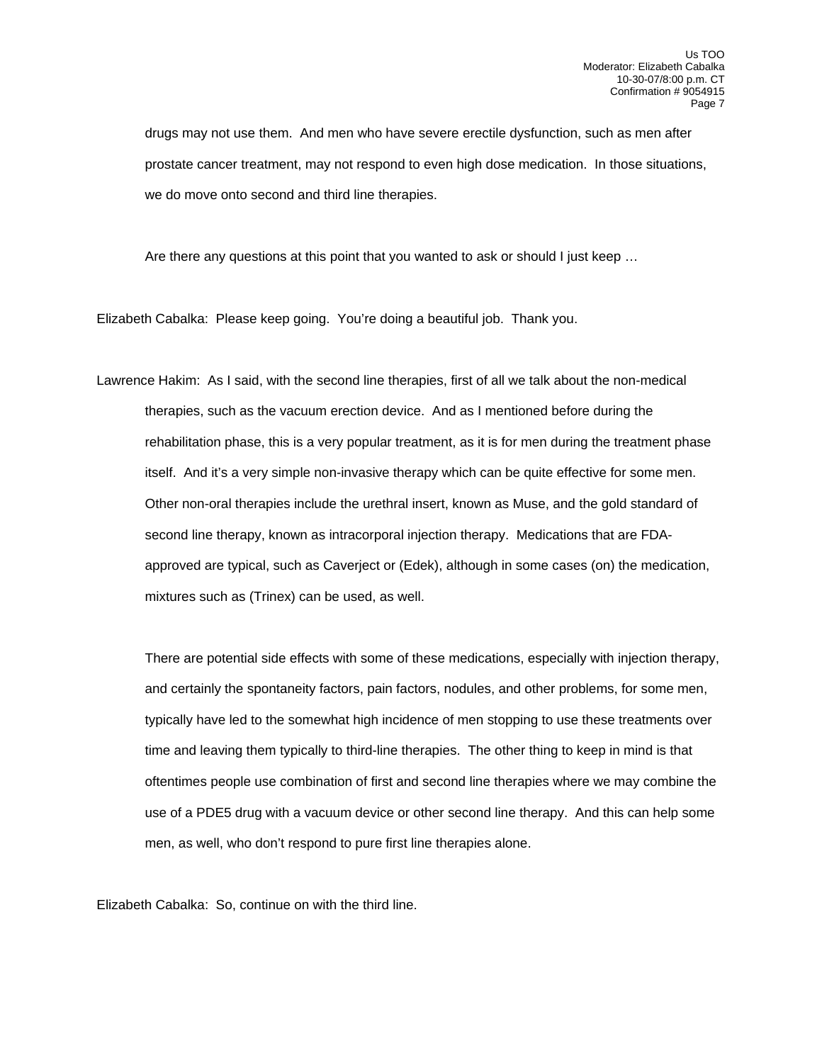drugs may not use them. And men who have severe erectile dysfunction, such as men after prostate cancer treatment, may not respond to even high dose medication. In those situations, we do move onto second and third line therapies.

Are there any questions at this point that you wanted to ask or should I just keep …

Elizabeth Cabalka: Please keep going. You're doing a beautiful job. Thank you.

Lawrence Hakim: As I said, with the second line therapies, first of all we talk about the non-medical therapies, such as the vacuum erection device. And as I mentioned before during the rehabilitation phase, this is a very popular treatment, as it is for men during the treatment phase itself. And it's a very simple non-invasive therapy which can be quite effective for some men. Other non-oral therapies include the urethral insert, known as Muse, and the gold standard of second line therapy, known as intracorporal injection therapy. Medications that are FDA-approved are typical, such as Caverject or (Edek), although in some cases (on) the medication, mixtures such as (Trinex) can be used, as well.

There are potential side effects with some of these medications, especially with injection therapy, and certainly the spontaneity factors, pain factors, nodules, and other problems, for some men, typically have led to the somewhat high incidence of men stopping to use these treatments over time and leaving them typically to third-line therapies. The other thing to keep in mind is that oftentimes people use combination of first and second line therapies where we may combine the use of a PDE5 drug with a vacuum device or other second line therapy. And this can help some men, as well, who don't respond to pure first line therapies alone.

Elizabeth Cabalka: So, continue on with the third line.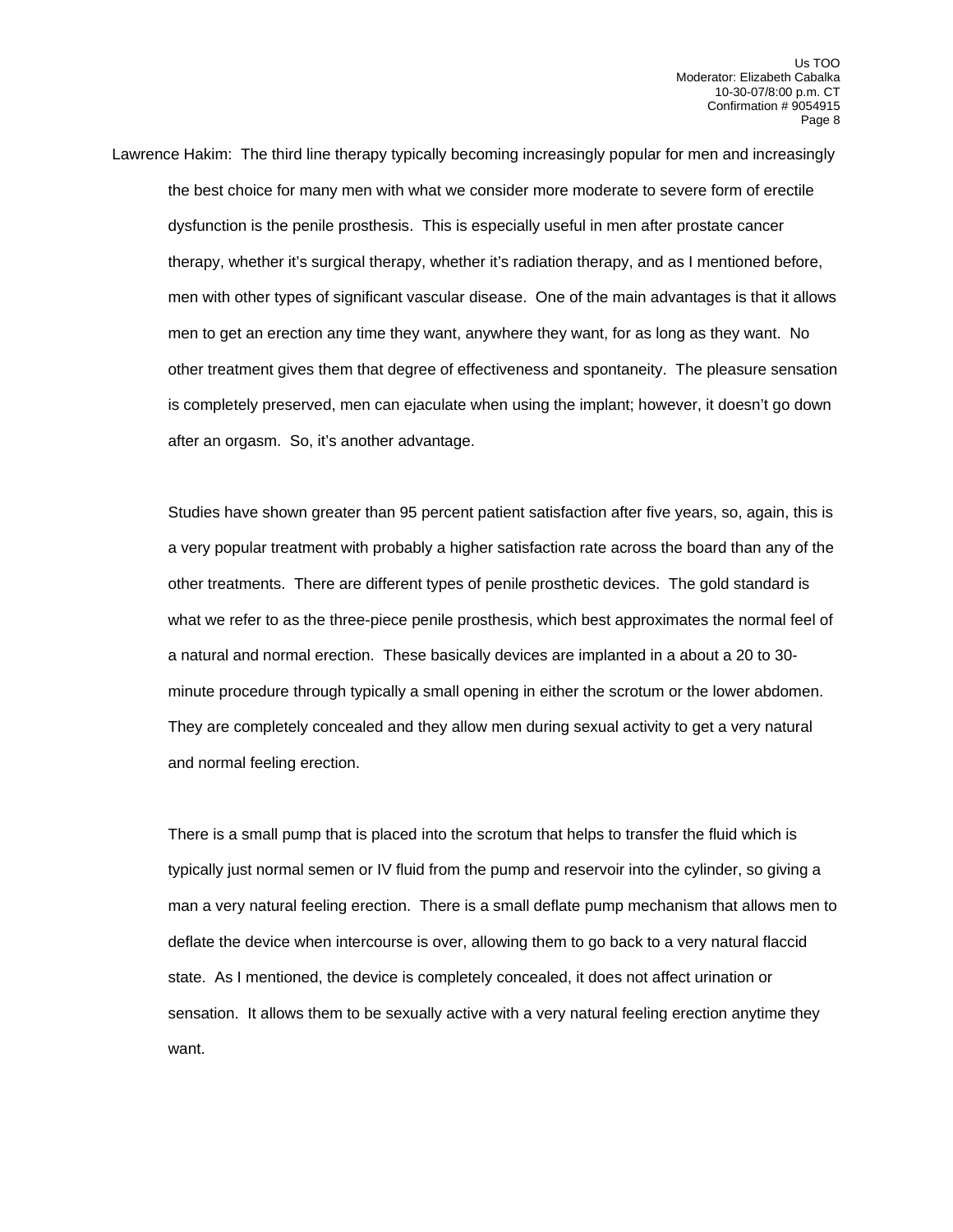Lawrence Hakim: The third line therapy typically becoming increasingly popular for men and increasingly the best choice for many men with what we consider more moderate to severe form of erectile dysfunction is the penile prosthesis. This is especially useful in men after prostate cancer therapy, whether it's surgical therapy, whether it's radiation therapy, and as I mentioned before, men with other types of significant vascular disease. One of the main advantages is that it allows men to get an erection any time they want, anywhere they want, for as long as they want. No other treatment gives them that degree of effectiveness and spontaneity. The pleasure sensation is completely preserved, men can ejaculate when using the implant; however, it doesn't go down after an orgasm. So, it's another advantage.

Studies have shown greater than 95 percent patient satisfaction after five years, so, again, this is a very popular treatment with probably a higher satisfaction rate across the board than any of the other treatments. There are different types of penile prosthetic devices. The gold standard is what we refer to as the three-piece penile prosthesis, which best approximates the normal feel of a natural and normal erection. These basically devices are implanted in a about a 20 to 30-minute procedure through typically a small opening in either the scrotum or the lower abdomen. They are completely concealed and they allow men during sexual activity to get a very natural and normal feeling erection.

There is a small pump that is placed into the scrotum that helps to transfer the fluid which is typically just normal semen or IV fluid from the pump and reservoir into the cylinder, so giving a man a very natural feeling erection. There is a small deflate pump mechanism that allows men to deflate the device when intercourse is over, allowing them to go back to a very natural flaccid state. As I mentioned, the device is completely concealed, it does not affect urination or sensation. It allows them to be sexually active with a very natural feeling erection anytime they want.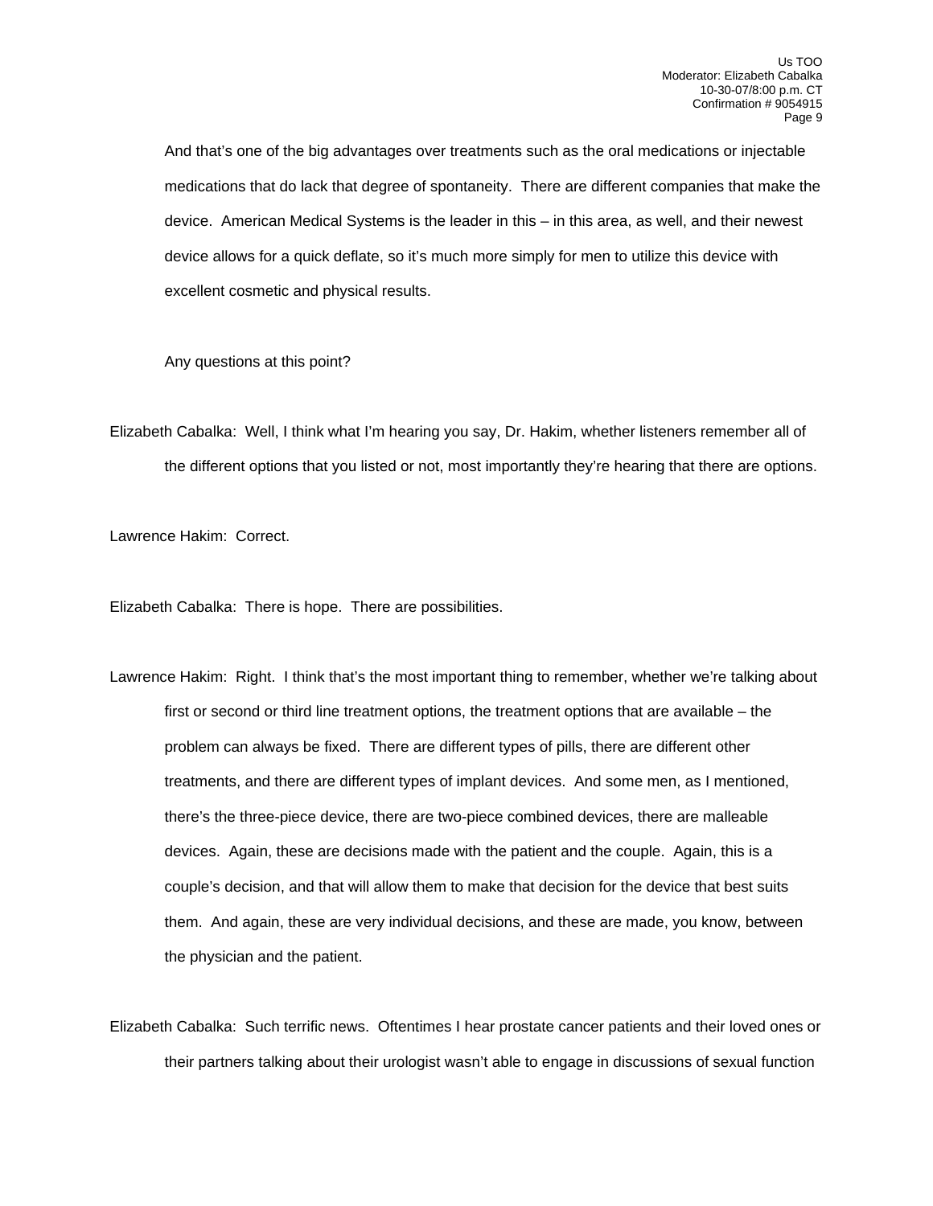And that's one of the big advantages over treatments such as the oral medications or injectable medications that do lack that degree of spontaneity. There are different companies that make the device. American Medical Systems is the leader in this – in this area, as well, and their newest device allows for a quick deflate, so it's much more simply for men to utilize this device with excellent cosmetic and physical results.

Any questions at this point?

Elizabeth Cabalka: Well, I think what I'm hearing you say, Dr. Hakim, whether listeners remember all of the different options that you listed or not, most importantly they're hearing that there are options.

Lawrence Hakim: Correct.

Elizabeth Cabalka: There is hope. There are possibilities.

Lawrence Hakim: Right. I think that's the most important thing to remember, whether we're talking about first or second or third line treatment options, the treatment options that are available – the problem can always be fixed. There are different types of pills, there are different other treatments, and there are different types of implant devices. And some men, as I mentioned, there's the three-piece device, there are two-piece combined devices, there are malleable devices. Again, these are decisions made with the patient and the couple. Again, this is a couple's decision, and that will allow them to make that decision for the device that best suits them. And again, these are very individual decisions, and these are made, you know, between the physician and the patient.

Elizabeth Cabalka: Such terrific news. Oftentimes I hear prostate cancer patients and their loved ones or their partners talking about their urologist wasn't able to engage in discussions of sexual function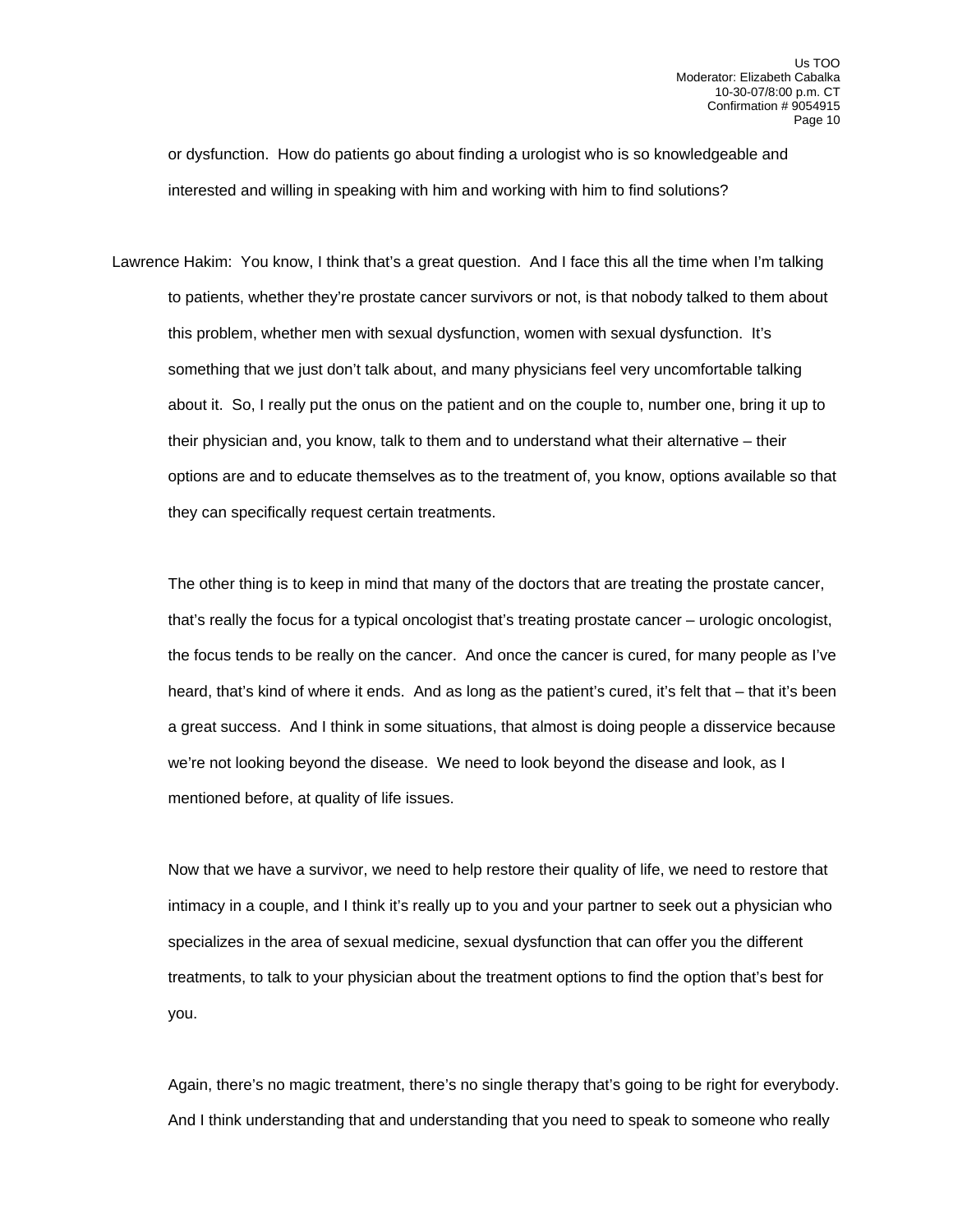or dysfunction. How do patients go about finding a urologist who is so knowledgeable and interested and willing in speaking with him and working with him to find solutions?

Lawrence Hakim: You know, I think that's a great question. And I face this all the time when I'm talking to patients, whether they're prostate cancer survivors or not, is that nobody talked to them about this problem, whether men with sexual dysfunction, women with sexual dysfunction. It's something that we just don't talk about, and many physicians feel very uncomfortable talking about it. So, I really put the onus on the patient and on the couple to, number one, bring it up to their physician and, you know, talk to them and to understand what their alternative – their options are and to educate themselves as to the treatment of, you know, options available so that they can specifically request certain treatments.

The other thing is to keep in mind that many of the doctors that are treating the prostate cancer, that's really the focus for a typical oncologist that's treating prostate cancer – urologic oncologist, the focus tends to be really on the cancer. And once the cancer is cured, for many people as I've heard, that's kind of where it ends. And as long as the patient's cured, it's felt that – that it's been a great success. And I think in some situations, that almost is doing people a disservice because we're not looking beyond the disease. We need to look beyond the disease and look, as I mentioned before, at quality of life issues.

Now that we have a survivor, we need to help restore their quality of life, we need to restore that intimacy in a couple, and I think it's really up to you and your partner to seek out a physician who specializes in the area of sexual medicine, sexual dysfunction that can offer you the different treatments, to talk to your physician about the treatment options to find the option that's best for you.

Again, there's no magic treatment, there's no single therapy that's going to be right for everybody. And I think understanding that and understanding that you need to speak to someone who really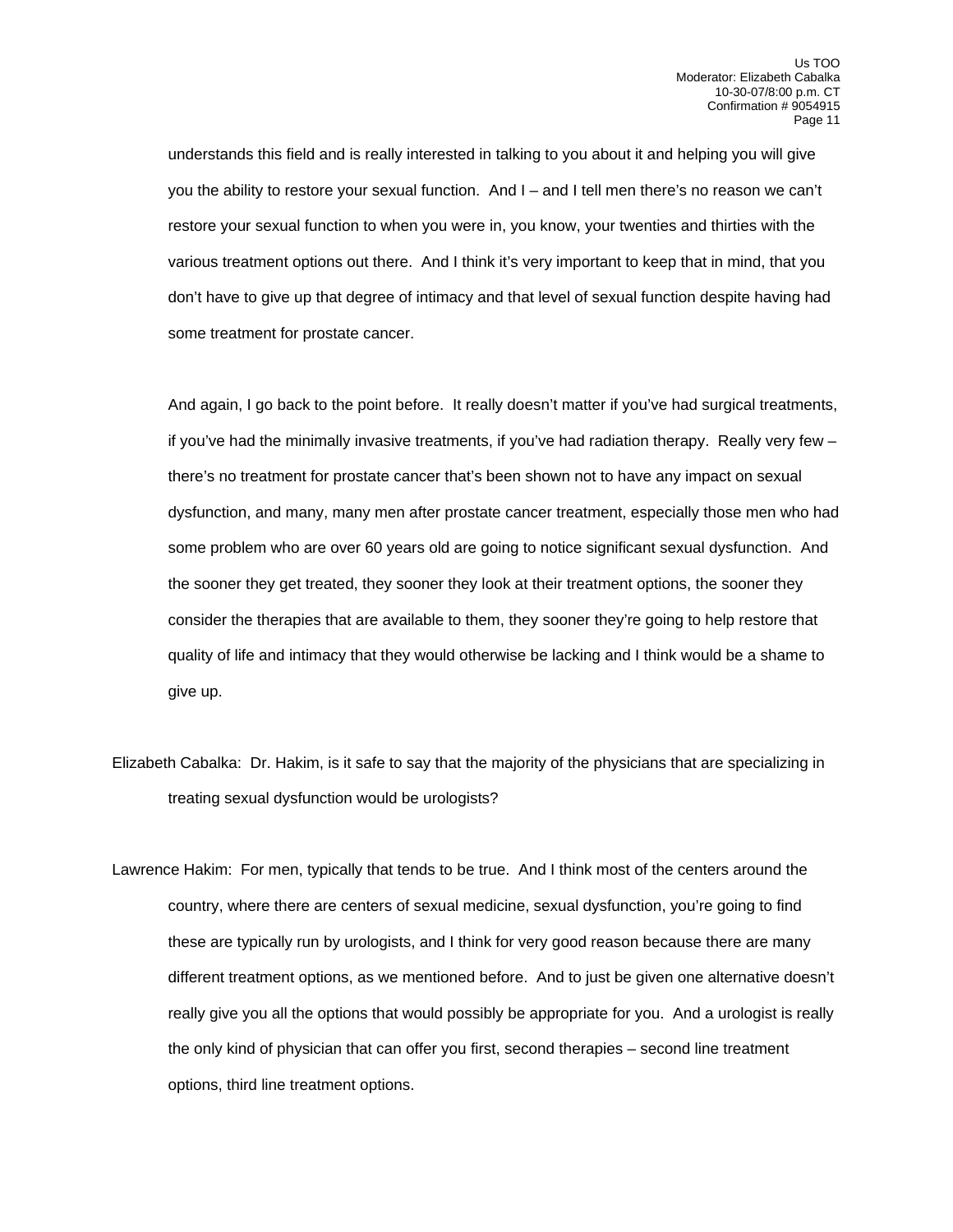understands this field and is really interested in talking to you about it and helping you will give you the ability to restore your sexual function. And I – and I tell men there's no reason we can't restore your sexual function to when you were in, you know, your twenties and thirties with the various treatment options out there. And I think it's very important to keep that in mind, that you don't have to give up that degree of intimacy and that level of sexual function despite having had some treatment for prostate cancer.

And again, I go back to the point before. It really doesn't matter if you've had surgical treatments, if you've had the minimally invasive treatments, if you've had radiation therapy. Really very few – there's no treatment for prostate cancer that's been shown not to have any impact on sexual dysfunction, and many, many men after prostate cancer treatment, especially those men who had some problem who are over 60 years old are going to notice significant sexual dysfunction. And the sooner they get treated, they sooner they look at their treatment options, the sooner they consider the therapies that are available to them, they sooner they're going to help restore that quality of life and intimacy that they would otherwise be lacking and I think would be a shame to give up.

Elizabeth Cabalka: Dr. Hakim, is it safe to say that the majority of the physicians that are specializing in treating sexual dysfunction would be urologists?

Lawrence Hakim: For men, typically that tends to be true. And I think most of the centers around the country, where there are centers of sexual medicine, sexual dysfunction, you're going to find these are typically run by urologists, and I think for very good reason because there are many different treatment options, as we mentioned before. And to just be given one alternative doesn't really give you all the options that would possibly be appropriate for you. And a urologist is really the only kind of physician that can offer you first, second therapies – second line treatment options, third line treatment options.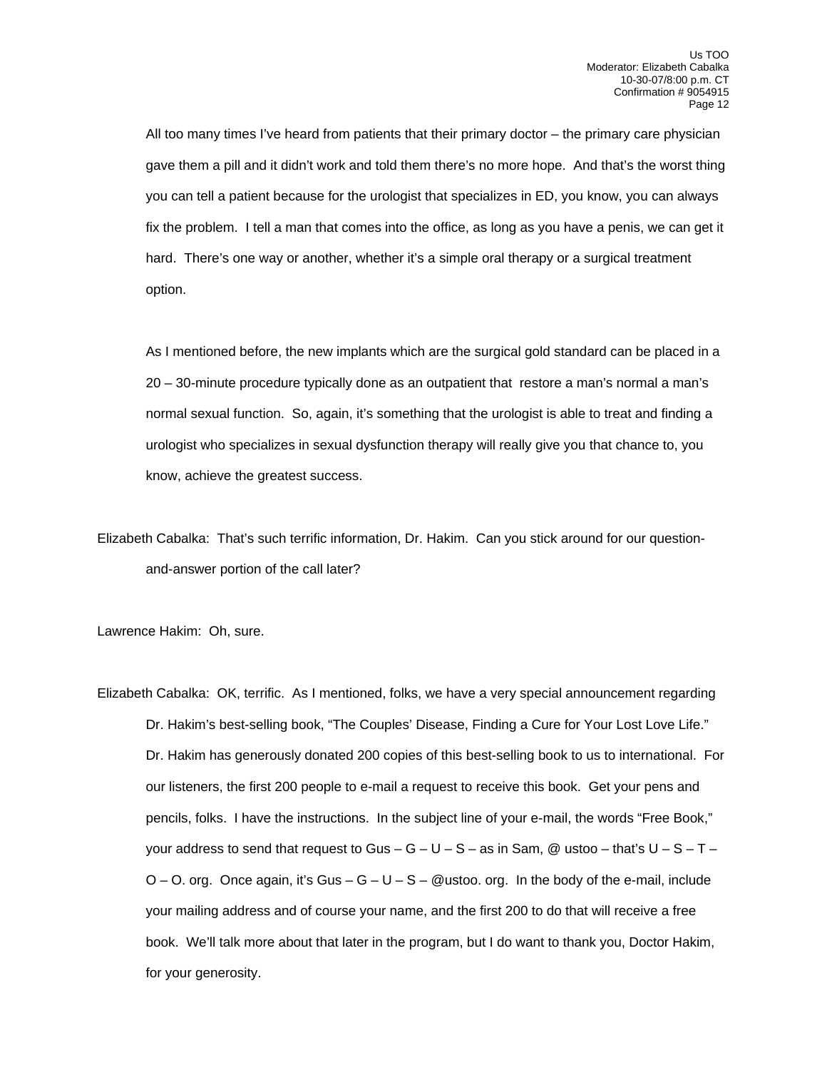All too many times I've heard from patients that their primary doctor – the primary care physician gave them a pill and it didn't work and told them there's no more hope. And that's the worst thing you can tell a patient because for the urologist that specializes in ED, you know, you can always fix the problem. I tell a man that comes into the office, as long as you have a penis, we can get it hard. There's one way or another, whether it's a simple oral therapy or a surgical treatment option.

As I mentioned before, the new implants which are the surgical gold standard can be placed in a 20 – 30-minute procedure typically done as an outpatient that restore a man's normal a man's normal sexual function. So, again, it's something that the urologist is able to treat and finding a urologist who specializes in sexual dysfunction therapy will really give you that chance to, you know, achieve the greatest success.

Elizabeth Cabalka: That's such terrific information, Dr. Hakim. Can you stick around for our question-and-answer portion of the call later?

Lawrence Hakim: Oh, sure.

Elizabeth Cabalka: OK, terrific. As I mentioned, folks, we have a very special announcement regarding Dr. Hakim's best-selling book, "The Couples' Disease, Finding a Cure for Your Lost Love Life." Dr. Hakim has generously donated 200 copies of this best-selling book to us to international. For our listeners, the first 200 people to e-mail a request to receive this book. Get your pens and pencils, folks. I have the instructions. In the subject line of your e-mail, the words "Free Book," your address to send that request to Gus – G – U – S – as in Sam, @ ustoo – that's U – S – T – O – O. org. Once again, it's Gus – G – U – S – @ustoo. org. In the body of the e-mail, include your mailing address and of course your name, and the first 200 to do that will receive a free book. We'll talk more about that later in the program, but I do want to thank you, Doctor Hakim, for your generosity.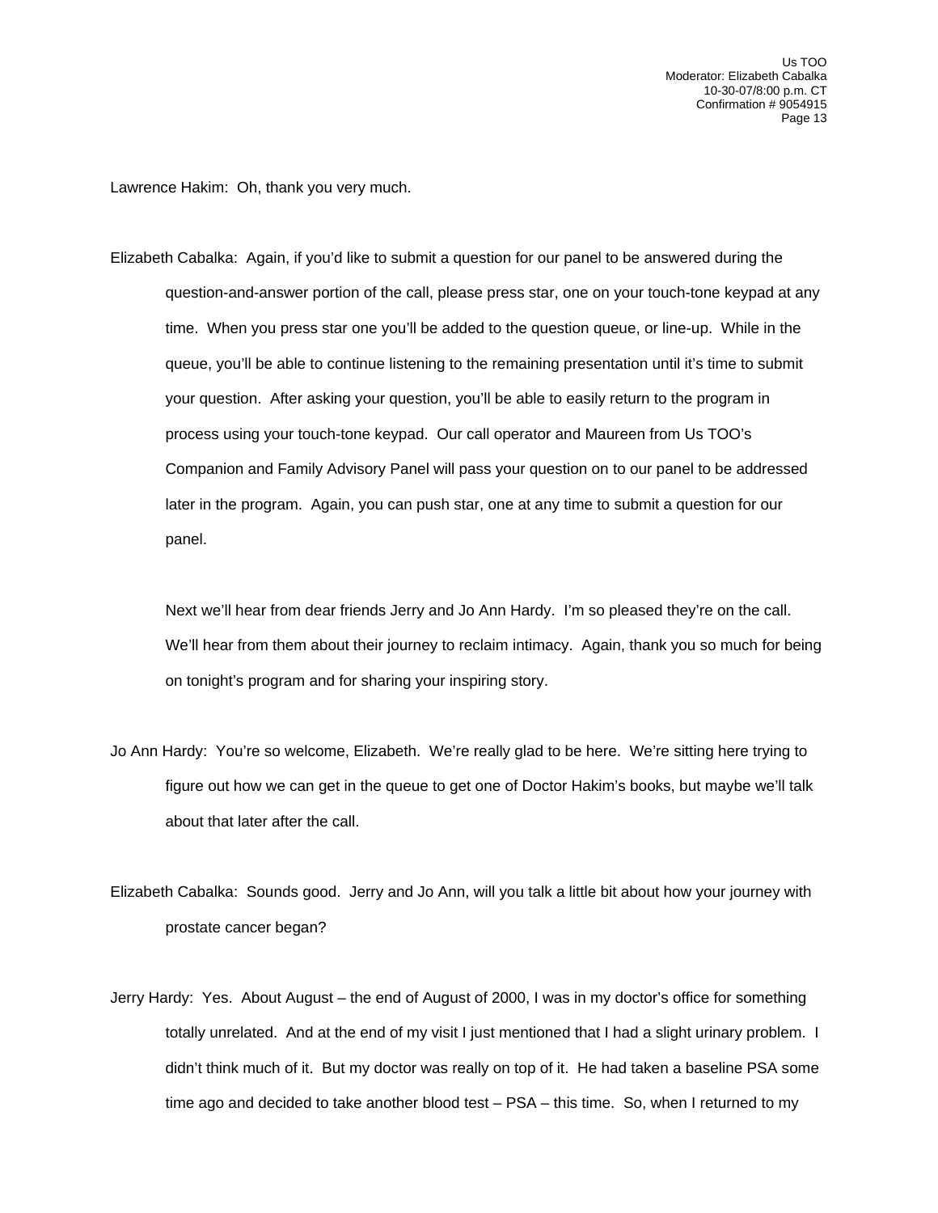Lawrence Hakim: Oh, thank you very much.

Elizabeth Cabalka: Again, if you'd like to submit a question for our panel to be answered during the question-and-answer portion of the call, please press star, one on your touch-tone keypad at any time. When you press star one you'll be added to the question queue, or line-up. While in the queue, you'll be able to continue listening to the remaining presentation until it's time to submit your question. After asking your question, you'll be able to easily return to the program in process using your touch-tone keypad. Our call operator and Maureen from Us TOO's Companion and Family Advisory Panel will pass your question on to our panel to be addressed later in the program. Again, you can push star, one at any time to submit a question for our panel.

Next we'll hear from dear friends Jerry and Jo Ann Hardy. I'm so pleased they're on the call. We'll hear from them about their journey to reclaim intimacy. Again, thank you so much for being on tonight's program and for sharing your inspiring story.

Jo Ann Hardy: You're so welcome, Elizabeth. We're really glad to be here. We're sitting here trying to figure out how we can get in the queue to get one of Doctor Hakim's books, but maybe we'll talk about that later after the call.

Elizabeth Cabalka: Sounds good. Jerry and Jo Ann, will you talk a little bit about how your journey with prostate cancer began?

Jerry Hardy: Yes. About August – the end of August of 2000, I was in my doctor's office for something totally unrelated. And at the end of my visit I just mentioned that I had a slight urinary problem. I didn't think much of it. But my doctor was really on top of it. He had taken a baseline PSA some time ago and decided to take another blood test – PSA – this time. So, when I returned to my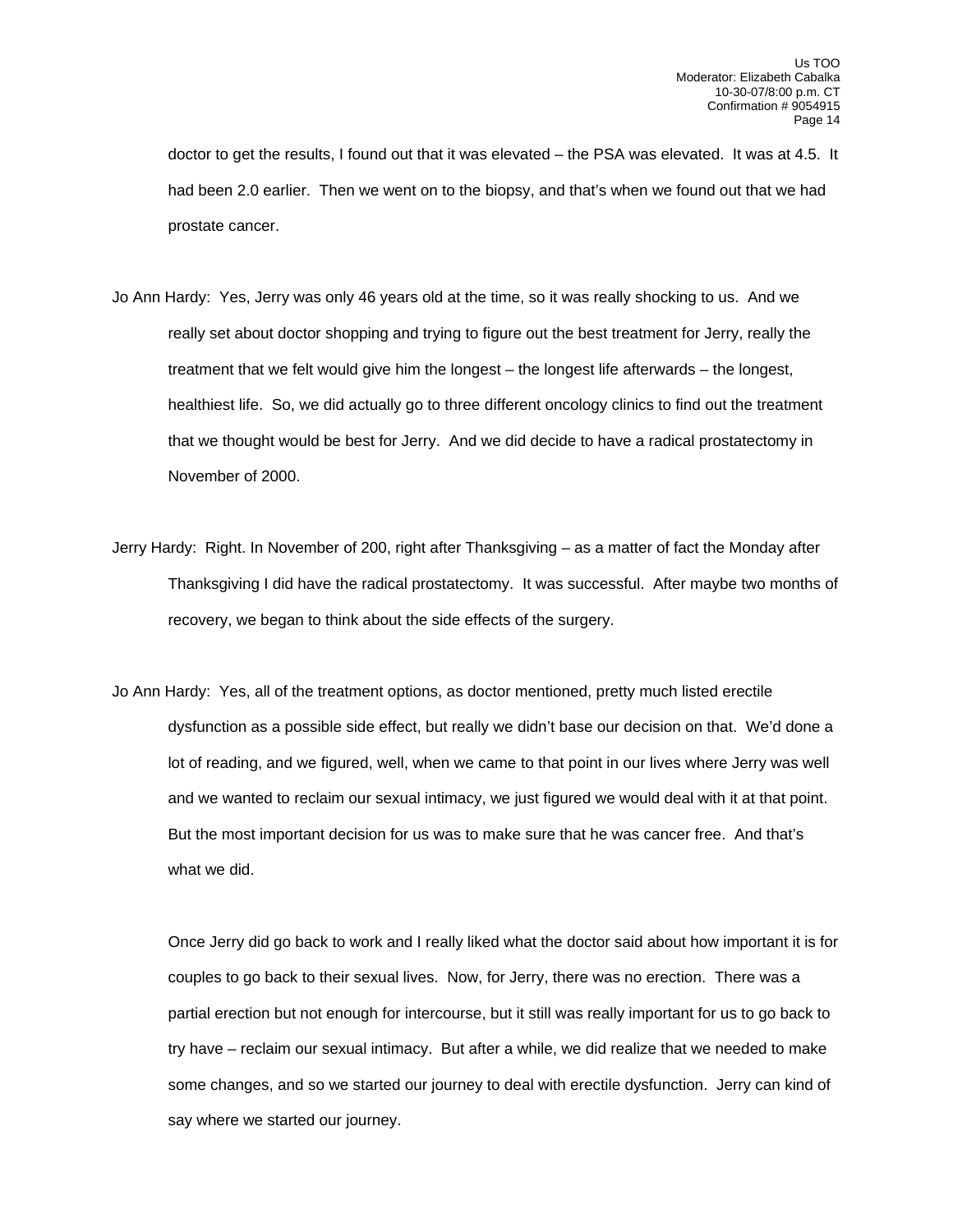doctor to get the results, I found out that it was elevated – the PSA was elevated. It was at 4.5. It had been 2.0 earlier. Then we went on to the biopsy, and that's when we found out that we had prostate cancer.

Jo Ann Hardy: Yes, Jerry was only 46 years old at the time, so it was really shocking to us. And we really set about doctor shopping and trying to figure out the best treatment for Jerry, really the treatment that we felt would give him the longest – the longest life afterwards – the longest, healthiest life. So, we did actually go to three different oncology clinics to find out the treatment that we thought would be best for Jerry. And we did decide to have a radical prostatectomy in November of 2000.

Jerry Hardy: Right. In November of 200, right after Thanksgiving – as a matter of fact the Monday after Thanksgiving I did have the radical prostatectomy. It was successful. After maybe two months of recovery, we began to think about the side effects of the surgery.

Jo Ann Hardy: Yes, all of the treatment options, as doctor mentioned, pretty much listed erectile dysfunction as a possible side effect, but really we didn't base our decision on that. We'd done a lot of reading, and we figured, well, when we came to that point in our lives where Jerry was well and we wanted to reclaim our sexual intimacy, we just figured we would deal with it at that point. But the most important decision for us was to make sure that he was cancer free. And that's what we did.

Once Jerry did go back to work and I really liked what the doctor said about how important it is for couples to go back to their sexual lives. Now, for Jerry, there was no erection. There was a partial erection but not enough for intercourse, but it still was really important for us to go back to try have – reclaim our sexual intimacy. But after a while, we did realize that we needed to make some changes, and so we started our journey to deal with erectile dysfunction. Jerry can kind of say where we started our journey.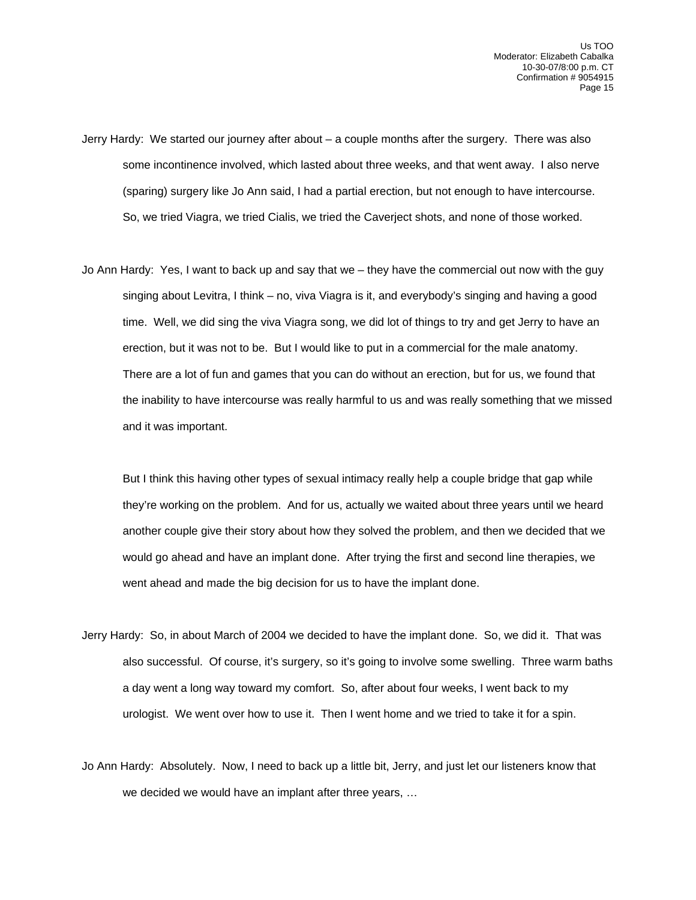Jerry Hardy: We started our journey after about – a couple months after the surgery. There was also some incontinence involved, which lasted about three weeks, and that went away. I also nerve (sparing) surgery like Jo Ann said, I had a partial erection, but not enough to have intercourse. So, we tried Viagra, we tried Cialis, we tried the Caverject shots, and none of those worked.

Jo Ann Hardy: Yes, I want to back up and say that we – they have the commercial out now with the guy singing about Levitra, I think – no, viva Viagra is it, and everybody's singing and having a good time. Well, we did sing the viva Viagra song, we did lot of things to try and get Jerry to have an erection, but it was not to be. But I would like to put in a commercial for the male anatomy. There are a lot of fun and games that you can do without an erection, but for us, we found that the inability to have intercourse was really harmful to us and was really something that we missed and it was important.

But I think this having other types of sexual intimacy really help a couple bridge that gap while they're working on the problem. And for us, actually we waited about three years until we heard another couple give their story about how they solved the problem, and then we decided that we would go ahead and have an implant done. After trying the first and second line therapies, we went ahead and made the big decision for us to have the implant done.

Jerry Hardy: So, in about March of 2004 we decided to have the implant done. So, we did it. That was also successful. Of course, it's surgery, so it's going to involve some swelling. Three warm baths a day went a long way toward my comfort. So, after about four weeks, I went back to my urologist. We went over how to use it. Then I went home and we tried to take it for a spin.

Jo Ann Hardy: Absolutely. Now, I need to back up a little bit, Jerry, and just let our listeners know that we decided we would have an implant after three years, …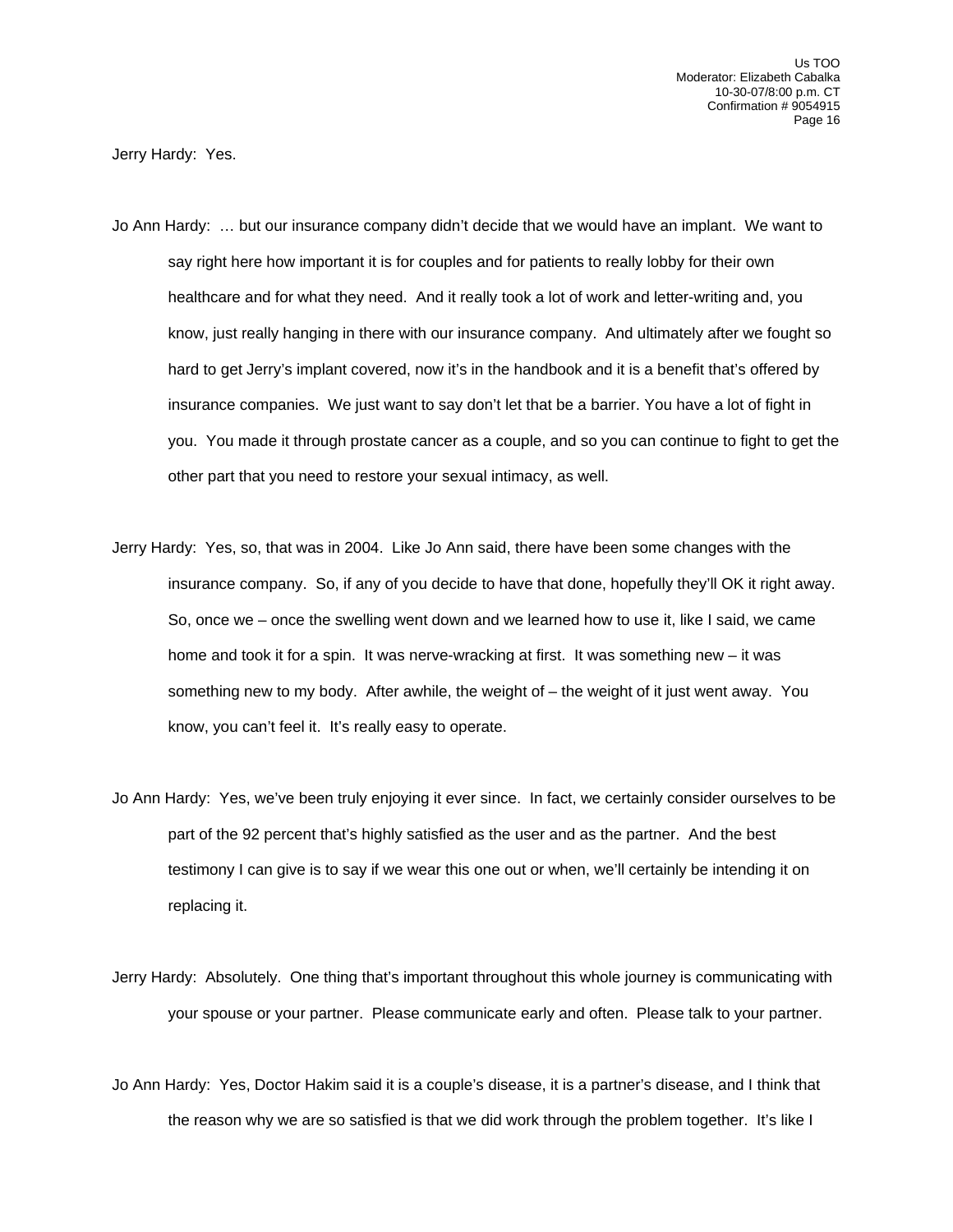Jerry Hardy: Yes.

Jo Ann Hardy: … but our insurance company didn't decide that we would have an implant. We want to say right here how important it is for couples and for patients to really lobby for their own healthcare and for what they need. And it really took a lot of work and letter-writing and, you know, just really hanging in there with our insurance company. And ultimately after we fought so hard to get Jerry's implant covered, now it's in the handbook and it is a benefit that's offered by insurance companies. We just want to say don't let that be a barrier. You have a lot of fight in you. You made it through prostate cancer as a couple, and so you can continue to fight to get the other part that you need to restore your sexual intimacy, as well.

Jerry Hardy: Yes, so, that was in 2004. Like Jo Ann said, there have been some changes with the insurance company. So, if any of you decide to have that done, hopefully they'll OK it right away. So, once we – once the swelling went down and we learned how to use it, like I said, we came home and took it for a spin. It was nerve-wracking at first. It was something new – it was something new to my body. After awhile, the weight of – the weight of it just went away. You know, you can't feel it. It's really easy to operate.

Jo Ann Hardy: Yes, we've been truly enjoying it ever since. In fact, we certainly consider ourselves to be part of the 92 percent that's highly satisfied as the user and as the partner. And the best testimony I can give is to say if we wear this one out or when, we'll certainly be intending it on replacing it.

Jerry Hardy: Absolutely. One thing that's important throughout this whole journey is communicating with your spouse or your partner. Please communicate early and often. Please talk to your partner.

Jo Ann Hardy: Yes, Doctor Hakim said it is a couple's disease, it is a partner's disease, and I think that the reason why we are so satisfied is that we did work through the problem together. It's like I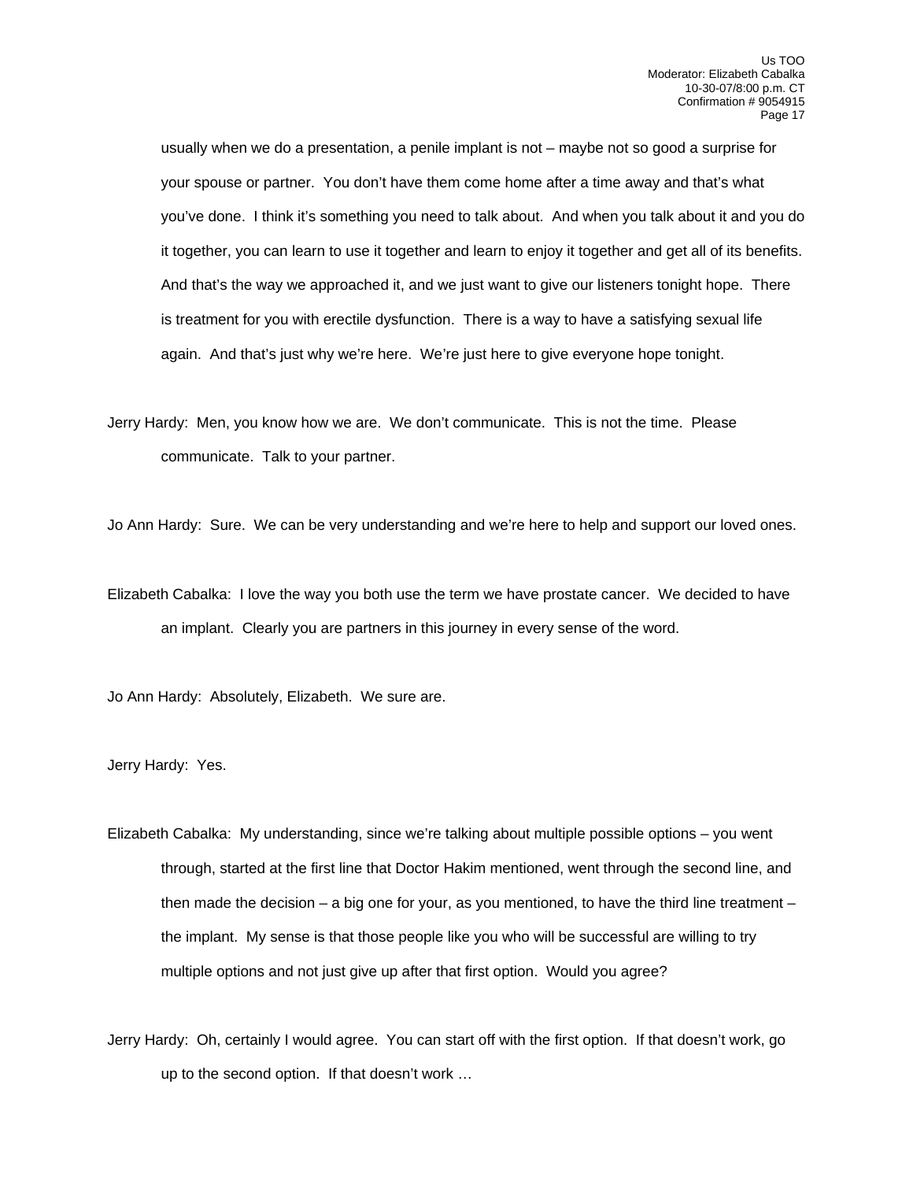usually when we do a presentation, a penile implant is not – maybe not so good a surprise for your spouse or partner. You don't have them come home after a time away and that's what you've done. I think it's something you need to talk about. And when you talk about it and you do it together, you can learn to use it together and learn to enjoy it together and get all of its benefits. And that's the way we approached it, and we just want to give our listeners tonight hope. There is treatment for you with erectile dysfunction. There is a way to have a satisfying sexual life again. And that's just why we're here. We're just here to give everyone hope tonight.

Jerry Hardy: Men, you know how we are. We don't communicate. This is not the time. Please communicate. Talk to your partner.

Jo Ann Hardy: Sure. We can be very understanding and we're here to help and support our loved ones.

Elizabeth Cabalka: I love the way you both use the term we have prostate cancer. We decided to have an implant. Clearly you are partners in this journey in every sense of the word.

Jo Ann Hardy: Absolutely, Elizabeth. We sure are.

Jerry Hardy: Yes.

Elizabeth Cabalka: My understanding, since we're talking about multiple possible options – you went through, started at the first line that Doctor Hakim mentioned, went through the second line, and then made the decision – a big one for your, as you mentioned, to have the third line treatment – the implant. My sense is that those people like you who will be successful are willing to try multiple options and not just give up after that first option. Would you agree?

Jerry Hardy: Oh, certainly I would agree. You can start off with the first option. If that doesn't work, go up to the second option. If that doesn't work …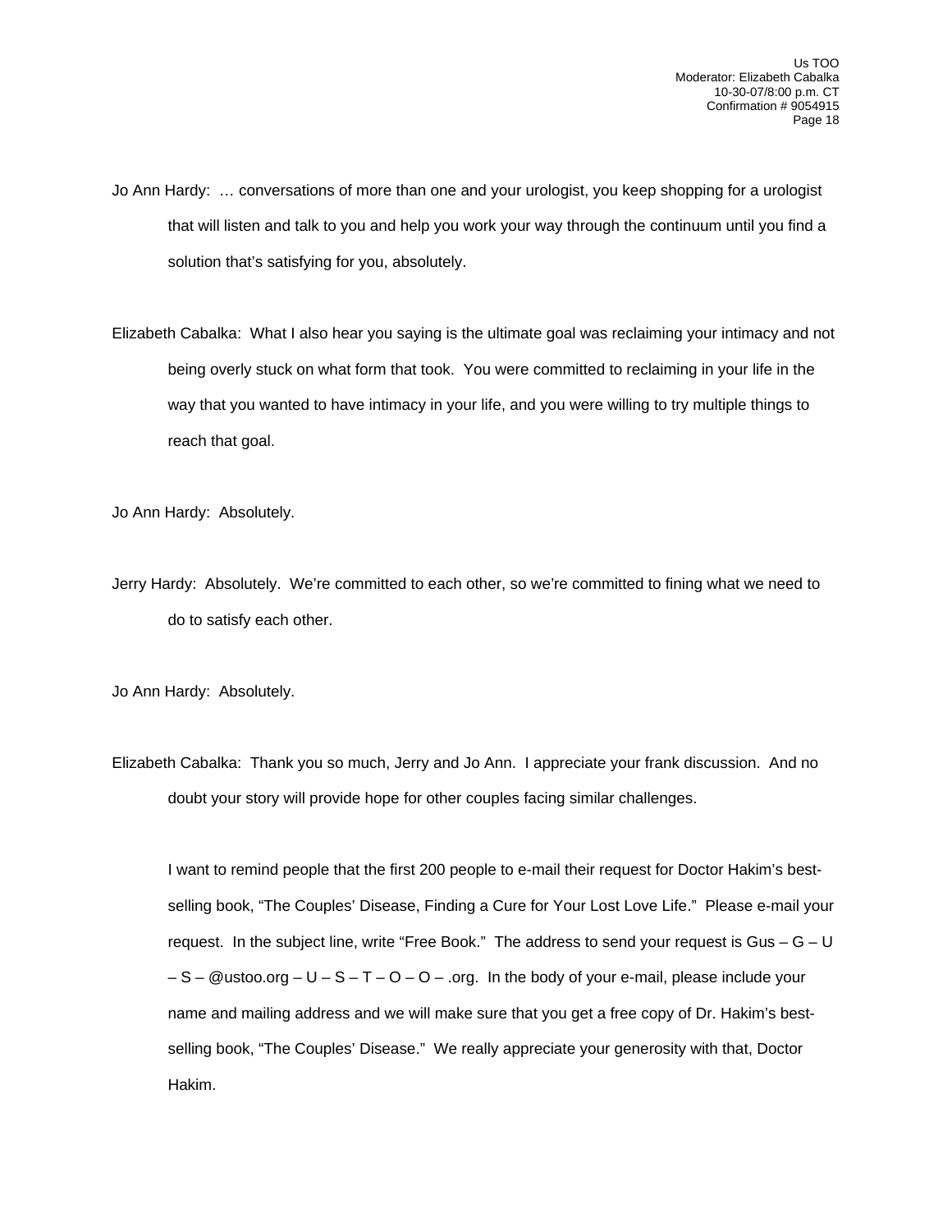Jo Ann Hardy: … conversations of more than one and your urologist, you keep shopping for a urologist that will listen and talk to you and help you work your way through the continuum until you find a solution that's satisfying for you, absolutely.

Elizabeth Cabalka: What I also hear you saying is the ultimate goal was reclaiming your intimacy and not being overly stuck on what form that took. You were committed to reclaiming in your life in the way that you wanted to have intimacy in your life, and you were willing to try multiple things to reach that goal.

Jo Ann Hardy: Absolutely.

Jerry Hardy: Absolutely. We're committed to each other, so we're committed to fining what we need to do to satisfy each other.

Jo Ann Hardy: Absolutely.

Elizabeth Cabalka: Thank you so much, Jerry and Jo Ann. I appreciate your frank discussion. And no doubt your story will provide hope for other couples facing similar challenges.

I want to remind people that the first 200 people to e-mail their request for Doctor Hakim's best-selling book, "The Couples' Disease, Finding a Cure for Your Lost Love Life." Please e-mail your request. In the subject line, write "Free Book." The address to send your request is Gus – G – U – S – @ustoo.org – U – S – T – O – O – .org. In the body of your e-mail, please include your name and mailing address and we will make sure that you get a free copy of Dr. Hakim's best-selling book, "The Couples' Disease." We really appreciate your generosity with that, Doctor Hakim.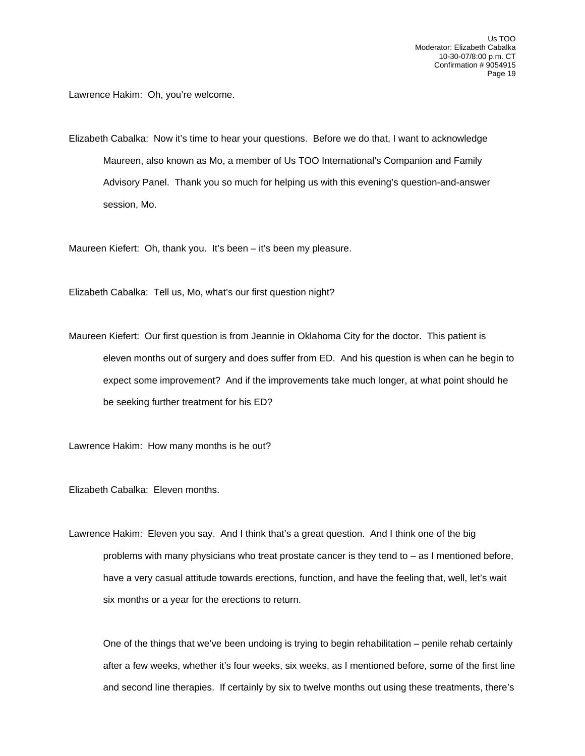Lawrence Hakim: Oh, you're welcome.

Elizabeth Cabalka: Now it's time to hear your questions. Before we do that, I want to acknowledge Maureen, also known as Mo, a member of Us TOO International's Companion and Family Advisory Panel. Thank you so much for helping us with this evening's question-and-answer session, Mo.

Maureen Kiefert: Oh, thank you. It's been – it's been my pleasure.

Elizabeth Cabalka: Tell us, Mo, what's our first question night?

Maureen Kiefert: Our first question is from Jeannie in Oklahoma City for the doctor. This patient is eleven months out of surgery and does suffer from ED. And his question is when can he begin to expect some improvement? And if the improvements take much longer, at what point should he be seeking further treatment for his ED?

Lawrence Hakim: How many months is he out?

Elizabeth Cabalka: Eleven months.

Lawrence Hakim: Eleven you say. And I think that's a great question. And I think one of the big problems with many physicians who treat prostate cancer is they tend to – as I mentioned before, have a very casual attitude towards erections, function, and have the feeling that, well, let's wait six months or a year for the erections to return.

One of the things that we've been undoing is trying to begin rehabilitation – penile rehab certainly after a few weeks, whether it's four weeks, six weeks, as I mentioned before, some of the first line and second line therapies. If certainly by six to twelve months out using these treatments, there's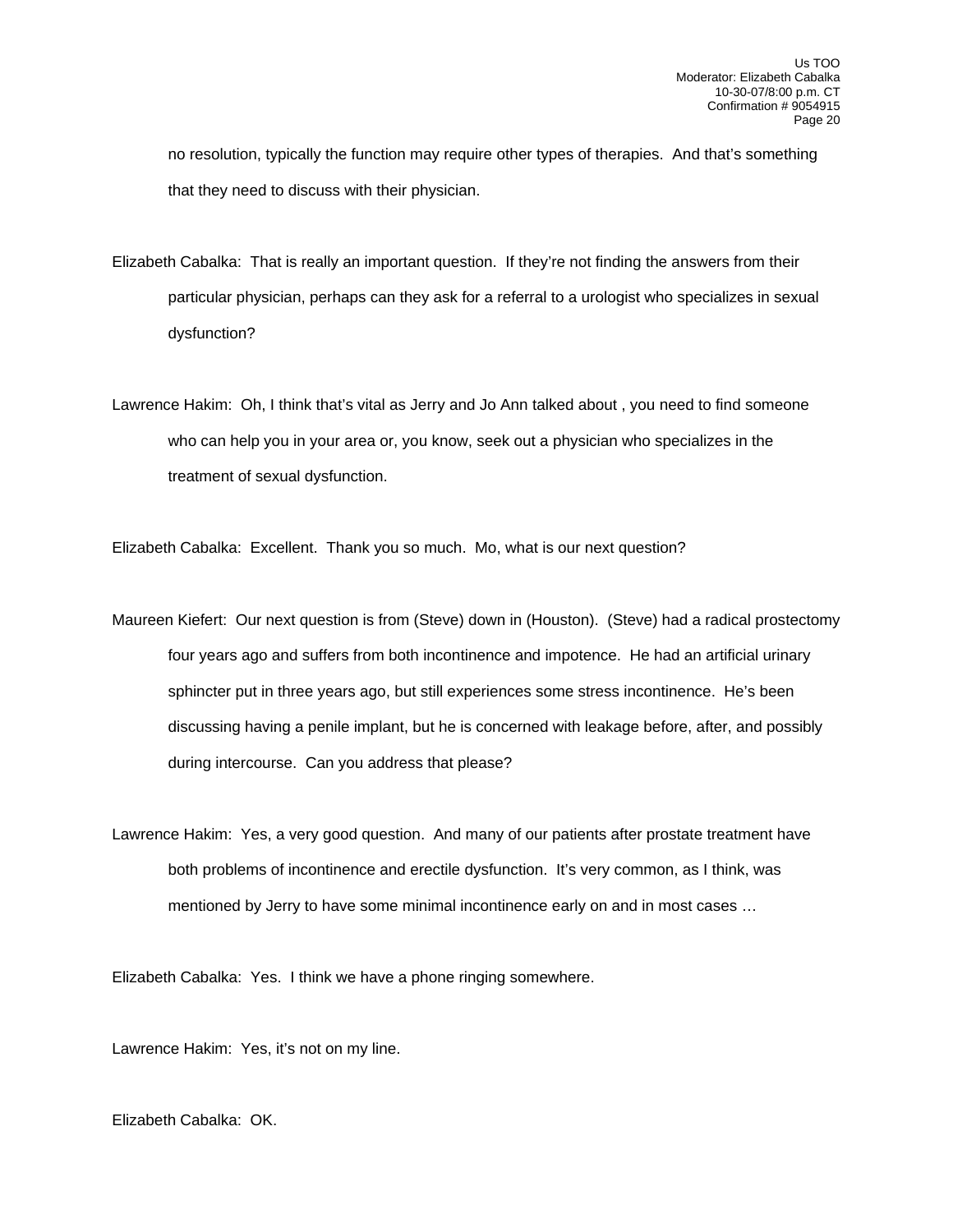no resolution, typically the function may require other types of therapies. And that's something that they need to discuss with their physician.

Elizabeth Cabalka: That is really an important question. If they're not finding the answers from their particular physician, perhaps can they ask for a referral to a urologist who specializes in sexual dysfunction?

Lawrence Hakim: Oh, I think that's vital as Jerry and Jo Ann talked about , you need to find someone who can help you in your area or, you know, seek out a physician who specializes in the treatment of sexual dysfunction.

Elizabeth Cabalka: Excellent. Thank you so much. Mo, what is our next question?

Maureen Kiefert: Our next question is from (Steve) down in (Houston). (Steve) had a radical prostectomy four years ago and suffers from both incontinence and impotence. He had an artificial urinary sphincter put in three years ago, but still experiences some stress incontinence. He's been discussing having a penile implant, but he is concerned with leakage before, after, and possibly during intercourse. Can you address that please?

Lawrence Hakim: Yes, a very good question. And many of our patients after prostate treatment have both problems of incontinence and erectile dysfunction. It's very common, as I think, was mentioned by Jerry to have some minimal incontinence early on and in most cases …

Elizabeth Cabalka: Yes. I think we have a phone ringing somewhere.

Lawrence Hakim: Yes, it's not on my line.

Elizabeth Cabalka: OK.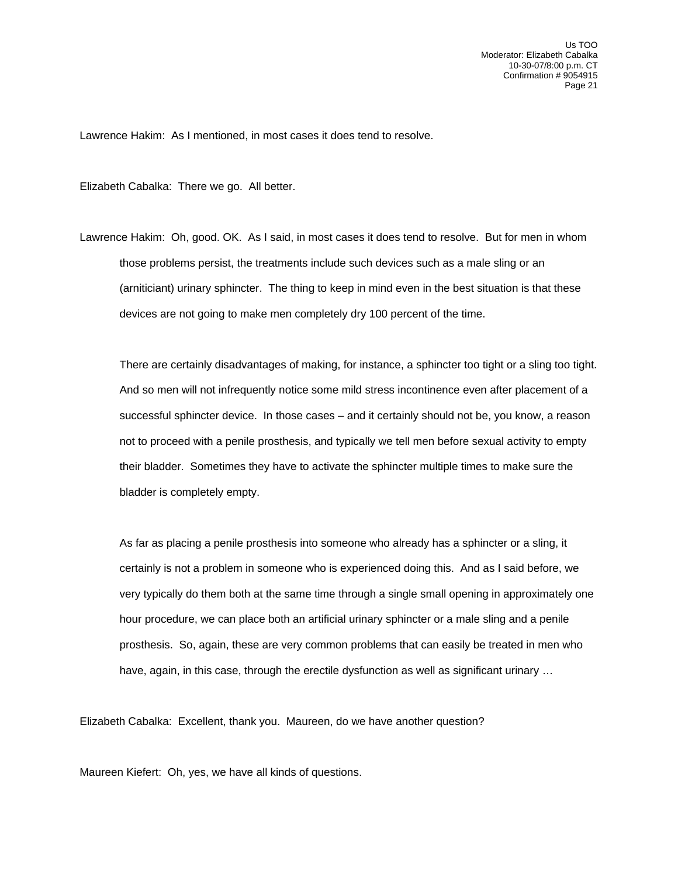Lawrence Hakim: As I mentioned, in most cases it does tend to resolve.

Elizabeth Cabalka: There we go. All better.

Lawrence Hakim: Oh, good. OK. As I said, in most cases it does tend to resolve. But for men in whom those problems persist, the treatments include such devices such as a male sling or an (arniticiant) urinary sphincter. The thing to keep in mind even in the best situation is that these devices are not going to make men completely dry 100 percent of the time.

There are certainly disadvantages of making, for instance, a sphincter too tight or a sling too tight. And so men will not infrequently notice some mild stress incontinence even after placement of a successful sphincter device. In those cases – and it certainly should not be, you know, a reason not to proceed with a penile prosthesis, and typically we tell men before sexual activity to empty their bladder. Sometimes they have to activate the sphincter multiple times to make sure the bladder is completely empty.

As far as placing a penile prosthesis into someone who already has a sphincter or a sling, it certainly is not a problem in someone who is experienced doing this. And as I said before, we very typically do them both at the same time through a single small opening in approximately one hour procedure, we can place both an artificial urinary sphincter or a male sling and a penile prosthesis. So, again, these are very common problems that can easily be treated in men who have, again, in this case, through the erectile dysfunction as well as significant urinary …

Elizabeth Cabalka: Excellent, thank you. Maureen, do we have another question?

Maureen Kiefert: Oh, yes, we have all kinds of questions.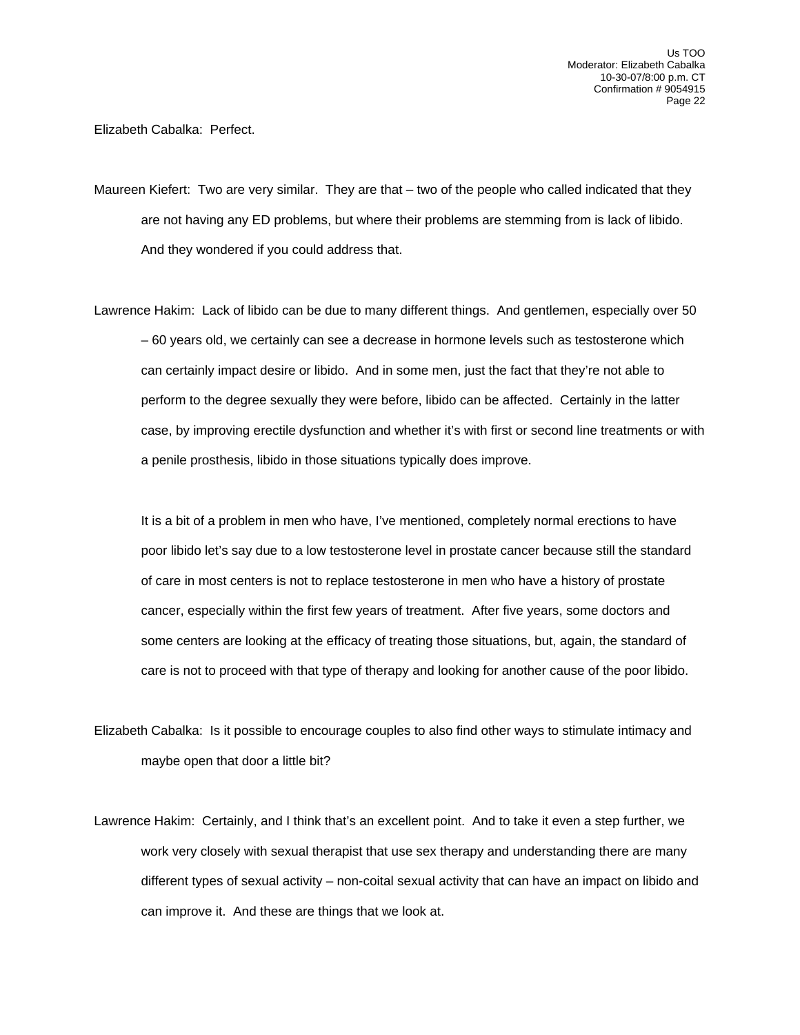Elizabeth Cabalka: Perfect.

Maureen Kiefert: Two are very similar. They are that – two of the people who called indicated that they are not having any ED problems, but where their problems are stemming from is lack of libido. And they wondered if you could address that.

Lawrence Hakim: Lack of libido can be due to many different things. And gentlemen, especially over 50 – 60 years old, we certainly can see a decrease in hormone levels such as testosterone which can certainly impact desire or libido. And in some men, just the fact that they're not able to perform to the degree sexually they were before, libido can be affected. Certainly in the latter case, by improving erectile dysfunction and whether it's with first or second line treatments or with a penile prosthesis, libido in those situations typically does improve.

It is a bit of a problem in men who have, I've mentioned, completely normal erections to have poor libido let's say due to a low testosterone level in prostate cancer because still the standard of care in most centers is not to replace testosterone in men who have a history of prostate cancer, especially within the first few years of treatment. After five years, some doctors and some centers are looking at the efficacy of treating those situations, but, again, the standard of care is not to proceed with that type of therapy and looking for another cause of the poor libido.

Elizabeth Cabalka: Is it possible to encourage couples to also find other ways to stimulate intimacy and maybe open that door a little bit?

Lawrence Hakim: Certainly, and I think that's an excellent point. And to take it even a step further, we work very closely with sexual therapist that use sex therapy and understanding there are many different types of sexual activity – non-coital sexual activity that can have an impact on libido and can improve it. And these are things that we look at.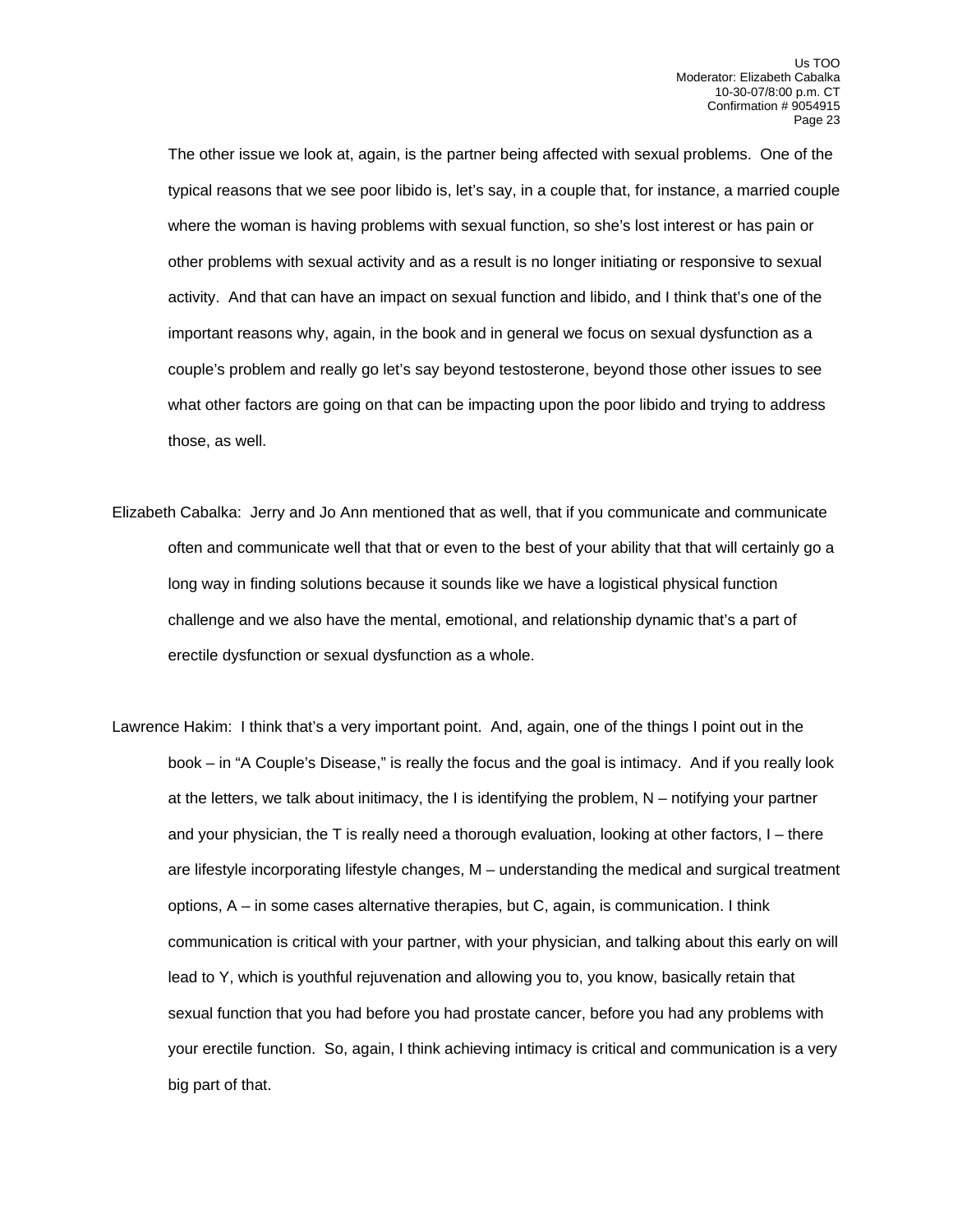The other issue we look at, again, is the partner being affected with sexual problems. One of the typical reasons that we see poor libido is, let's say, in a couple that, for instance, a married couple where the woman is having problems with sexual function, so she's lost interest or has pain or other problems with sexual activity and as a result is no longer initiating or responsive to sexual activity. And that can have an impact on sexual function and libido, and I think that's one of the important reasons why, again, in the book and in general we focus on sexual dysfunction as a couple's problem and really go let's say beyond testosterone, beyond those other issues to see what other factors are going on that can be impacting upon the poor libido and trying to address those, as well.

Elizabeth Cabalka: Jerry and Jo Ann mentioned that as well, that if you communicate and communicate often and communicate well that that or even to the best of your ability that that will certainly go a long way in finding solutions because it sounds like we have a logistical physical function challenge and we also have the mental, emotional, and relationship dynamic that's a part of erectile dysfunction or sexual dysfunction as a whole.

Lawrence Hakim: I think that's a very important point. And, again, one of the things I point out in the book – in "A Couple's Disease," is really the focus and the goal is intimacy. And if you really look at the letters, we talk about initimacy, the I is identifying the problem, N – notifying your partner and your physician, the T is really need a thorough evaluation, looking at other factors, I – there are lifestyle incorporating lifestyle changes, M – understanding the medical and surgical treatment options, A – in some cases alternative therapies, but C, again, is communication. I think communication is critical with your partner, with your physician, and talking about this early on will lead to Y, which is youthful rejuvenation and allowing you to, you know, basically retain that sexual function that you had before you had prostate cancer, before you had any problems with your erectile function. So, again, I think achieving intimacy is critical and communication is a very big part of that.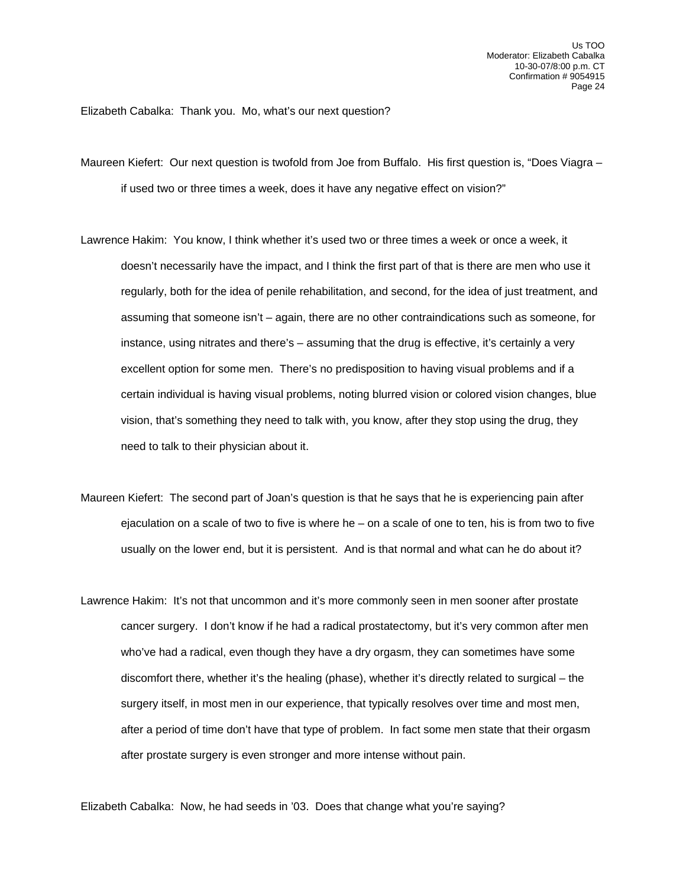Elizabeth Cabalka: Thank you. Mo, what's our next question?

Maureen Kiefert: Our next question is twofold from Joe from Buffalo. His first question is, "Does Viagra – if used two or three times a week, does it have any negative effect on vision?"

Lawrence Hakim: You know, I think whether it's used two or three times a week or once a week, it doesn't necessarily have the impact, and I think the first part of that is there are men who use it regularly, both for the idea of penile rehabilitation, and second, for the idea of just treatment, and assuming that someone isn't – again, there are no other contraindications such as someone, for instance, using nitrates and there's – assuming that the drug is effective, it's certainly a very excellent option for some men. There's no predisposition to having visual problems and if a certain individual is having visual problems, noting blurred vision or colored vision changes, blue vision, that's something they need to talk with, you know, after they stop using the drug, they need to talk to their physician about it.

Maureen Kiefert: The second part of Joan's question is that he says that he is experiencing pain after ejaculation on a scale of two to five is where he – on a scale of one to ten, his is from two to five usually on the lower end, but it is persistent. And is that normal and what can he do about it?

Lawrence Hakim: It's not that uncommon and it's more commonly seen in men sooner after prostate cancer surgery. I don't know if he had a radical prostatectomy, but it's very common after men who've had a radical, even though they have a dry orgasm, they can sometimes have some discomfort there, whether it's the healing (phase), whether it's directly related to surgical – the surgery itself, in most men in our experience, that typically resolves over time and most men, after a period of time don't have that type of problem. In fact some men state that their orgasm after prostate surgery is even stronger and more intense without pain.

Elizabeth Cabalka: Now, he had seeds in '03. Does that change what you're saying?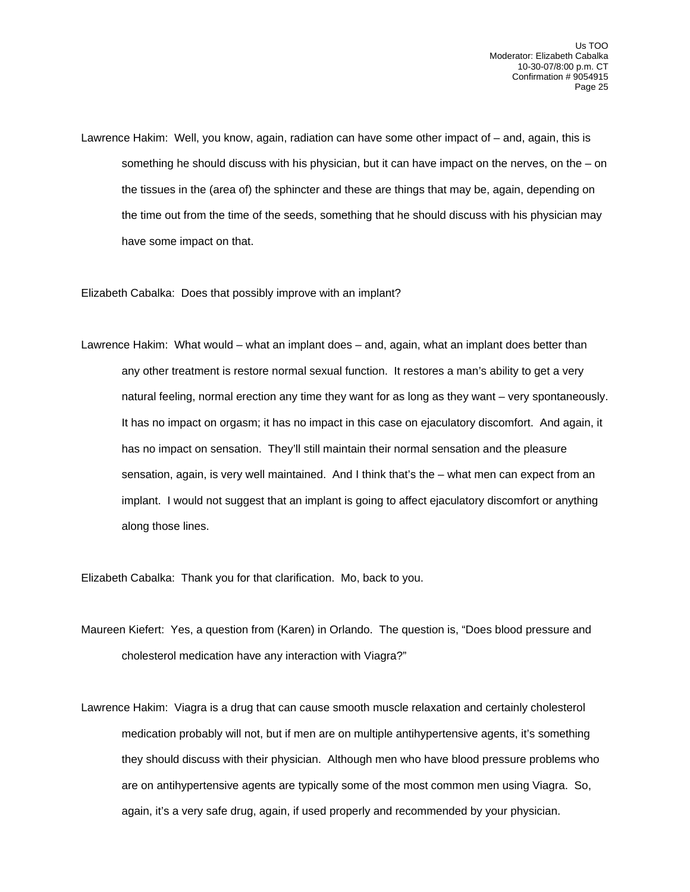Lawrence Hakim: Well, you know, again, radiation can have some other impact of – and, again, this is something he should discuss with his physician, but it can have impact on the nerves, on the – on the tissues in the (area of) the sphincter and these are things that may be, again, depending on the time out from the time of the seeds, something that he should discuss with his physician may have some impact on that.

Elizabeth Cabalka: Does that possibly improve with an implant?

Lawrence Hakim: What would – what an implant does – and, again, what an implant does better than any other treatment is restore normal sexual function. It restores a man's ability to get a very natural feeling, normal erection any time they want for as long as they want – very spontaneously. It has no impact on orgasm; it has no impact in this case on ejaculatory discomfort. And again, it has no impact on sensation. They'll still maintain their normal sensation and the pleasure sensation, again, is very well maintained. And I think that's the – what men can expect from an implant. I would not suggest that an implant is going to affect ejaculatory discomfort or anything along those lines.

Elizabeth Cabalka: Thank you for that clarification. Mo, back to you.

Maureen Kiefert: Yes, a question from (Karen) in Orlando. The question is, "Does blood pressure and cholesterol medication have any interaction with Viagra?"

Lawrence Hakim: Viagra is a drug that can cause smooth muscle relaxation and certainly cholesterol medication probably will not, but if men are on multiple antihypertensive agents, it's something they should discuss with their physician. Although men who have blood pressure problems who are on antihypertensive agents are typically some of the most common men using Viagra. So, again, it's a very safe drug, again, if used properly and recommended by your physician.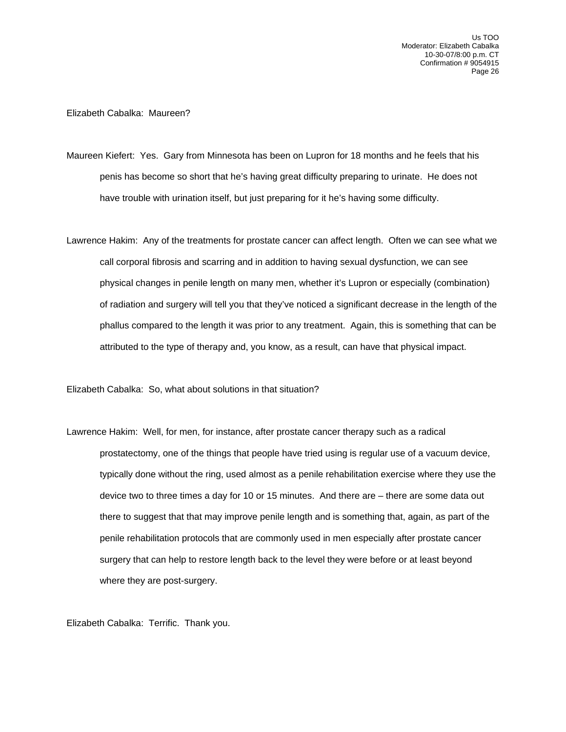Elizabeth Cabalka: Maureen?

Maureen Kiefert: Yes. Gary from Minnesota has been on Lupron for 18 months and he feels that his penis has become so short that he's having great difficulty preparing to urinate. He does not have trouble with urination itself, but just preparing for it he's having some difficulty.

Lawrence Hakim: Any of the treatments for prostate cancer can affect length. Often we can see what we call corporal fibrosis and scarring and in addition to having sexual dysfunction, we can see physical changes in penile length on many men, whether it's Lupron or especially (combination) of radiation and surgery will tell you that they've noticed a significant decrease in the length of the phallus compared to the length it was prior to any treatment. Again, this is something that can be attributed to the type of therapy and, you know, as a result, can have that physical impact.

Elizabeth Cabalka: So, what about solutions in that situation?

Lawrence Hakim: Well, for men, for instance, after prostate cancer therapy such as a radical prostatectomy, one of the things that people have tried using is regular use of a vacuum device, typically done without the ring, used almost as a penile rehabilitation exercise where they use the device two to three times a day for 10 or 15 minutes. And there are – there are some data out there to suggest that that may improve penile length and is something that, again, as part of the penile rehabilitation protocols that are commonly used in men especially after prostate cancer surgery that can help to restore length back to the level they were before or at least beyond where they are post-surgery.

Elizabeth Cabalka: Terrific. Thank you.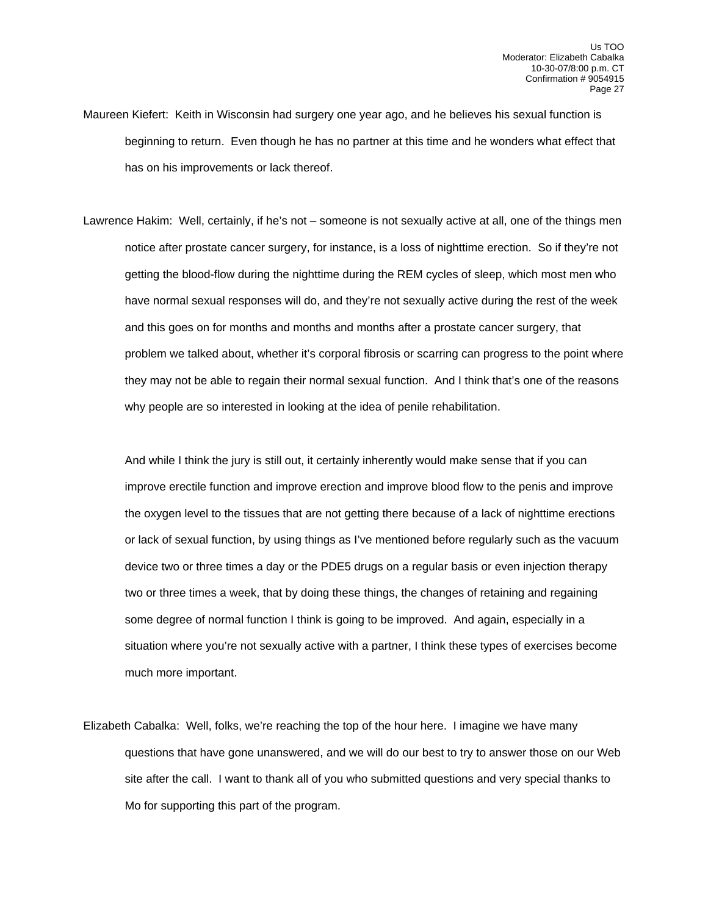Maureen Kiefert: Keith in Wisconsin had surgery one year ago, and he believes his sexual function is beginning to return. Even though he has no partner at this time and he wonders what effect that has on his improvements or lack thereof.

Lawrence Hakim: Well, certainly, if he's not – someone is not sexually active at all, one of the things men notice after prostate cancer surgery, for instance, is a loss of nighttime erection. So if they're not getting the blood-flow during the nighttime during the REM cycles of sleep, which most men who have normal sexual responses will do, and they're not sexually active during the rest of the week and this goes on for months and months and months after a prostate cancer surgery, that problem we talked about, whether it's corporal fibrosis or scarring can progress to the point where they may not be able to regain their normal sexual function. And I think that's one of the reasons why people are so interested in looking at the idea of penile rehabilitation.

And while I think the jury is still out, it certainly inherently would make sense that if you can improve erectile function and improve erection and improve blood flow to the penis and improve the oxygen level to the tissues that are not getting there because of a lack of nighttime erections or lack of sexual function, by using things as I've mentioned before regularly such as the vacuum device two or three times a day or the PDE5 drugs on a regular basis or even injection therapy two or three times a week, that by doing these things, the changes of retaining and regaining some degree of normal function I think is going to be improved. And again, especially in a situation where you're not sexually active with a partner, I think these types of exercises become much more important.

Elizabeth Cabalka: Well, folks, we're reaching the top of the hour here. I imagine we have many questions that have gone unanswered, and we will do our best to try to answer those on our Web site after the call. I want to thank all of you who submitted questions and very special thanks to Mo for supporting this part of the program.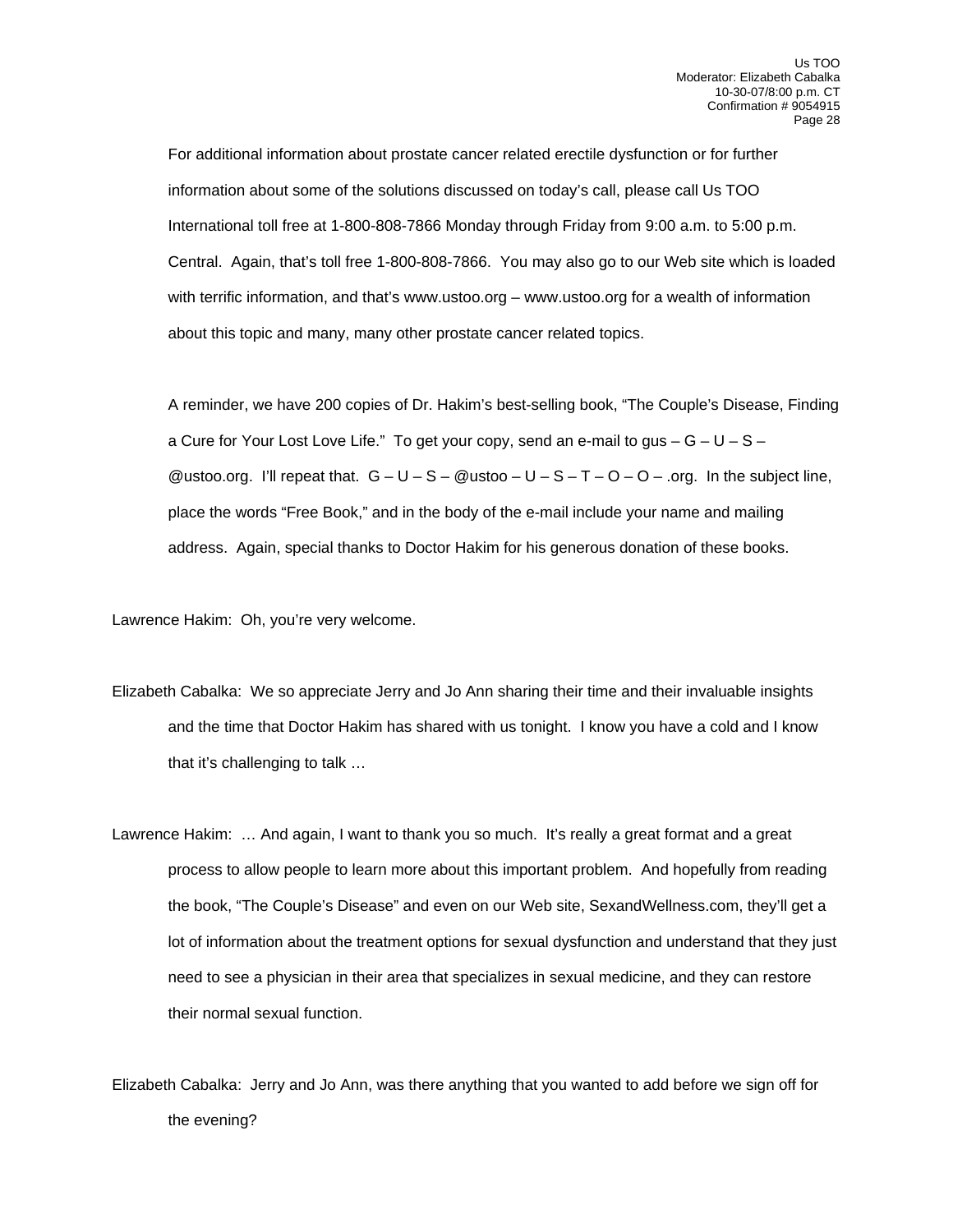For additional information about prostate cancer related erectile dysfunction or for further information about some of the solutions discussed on today's call, please call Us TOO International toll free at 1-800-808-7866 Monday through Friday from 9:00 a.m. to 5:00 p.m. Central. Again, that's toll free 1-800-808-7866. You may also go to our Web site which is loaded with terrific information, and that's www.ustoo.org – www.ustoo.org for a wealth of information about this topic and many, many other prostate cancer related topics.

A reminder, we have 200 copies of Dr. Hakim's best-selling book, "The Couple's Disease, Finding a Cure for Your Lost Love Life." To get your copy, send an e-mail to gus – G – U – S – @ustoo.org. I'll repeat that. G – U – S – @ustoo – U – S – T – O – O – .org. In the subject line, place the words "Free Book," and in the body of the e-mail include your name and mailing address. Again, special thanks to Doctor Hakim for his generous donation of these books.

Lawrence Hakim: Oh, you're very welcome.

Elizabeth Cabalka: We so appreciate Jerry and Jo Ann sharing their time and their invaluable insights and the time that Doctor Hakim has shared with us tonight. I know you have a cold and I know that it's challenging to talk …

Lawrence Hakim: … And again, I want to thank you so much. It's really a great format and a great process to allow people to learn more about this important problem. And hopefully from reading the book, "The Couple's Disease" and even on our Web site, SexandWellness.com, they'll get a lot of information about the treatment options for sexual dysfunction and understand that they just need to see a physician in their area that specializes in sexual medicine, and they can restore their normal sexual function.

Elizabeth Cabalka: Jerry and Jo Ann, was there anything that you wanted to add before we sign off for the evening?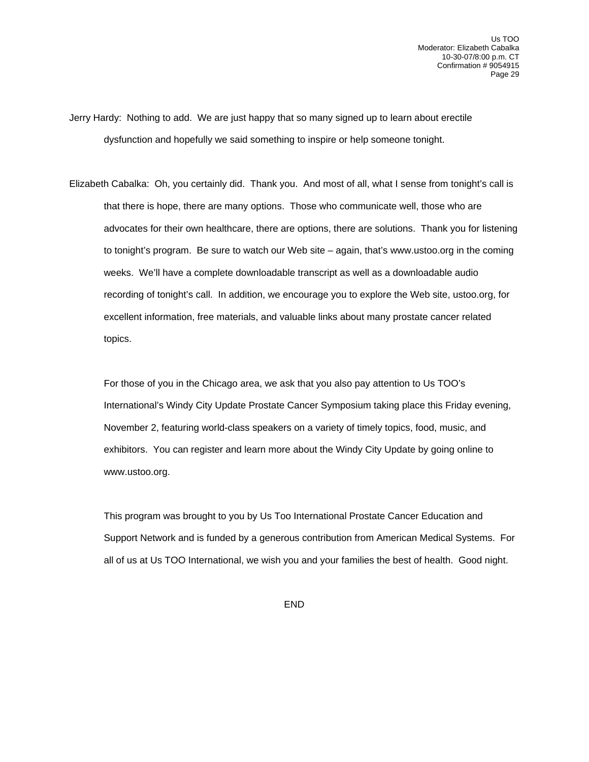Jerry Hardy: Nothing to add. We are just happy that so many signed up to learn about erectile dysfunction and hopefully we said something to inspire or help someone tonight.

Elizabeth Cabalka: Oh, you certainly did. Thank you. And most of all, what I sense from tonight's call is that there is hope, there are many options. Those who communicate well, those who are advocates for their own healthcare, there are options, there are solutions. Thank you for listening to tonight's program. Be sure to watch our Web site – again, that's www.ustoo.org in the coming weeks. We'll have a complete downloadable transcript as well as a downloadable audio recording of tonight's call. In addition, we encourage you to explore the Web site, ustoo.org, for excellent information, free materials, and valuable links about many prostate cancer related topics.

For those of you in the Chicago area, we ask that you also pay attention to Us TOO's International's Windy City Update Prostate Cancer Symposium taking place this Friday evening, November 2, featuring world-class speakers on a variety of timely topics, food, music, and exhibitors. You can register and learn more about the Windy City Update by going online to www.ustoo.org.

This program was brought to you by Us Too International Prostate Cancer Education and Support Network and is funded by a generous contribution from American Medical Systems. For all of us at Us TOO International, we wish you and your families the best of health. Good night.

END